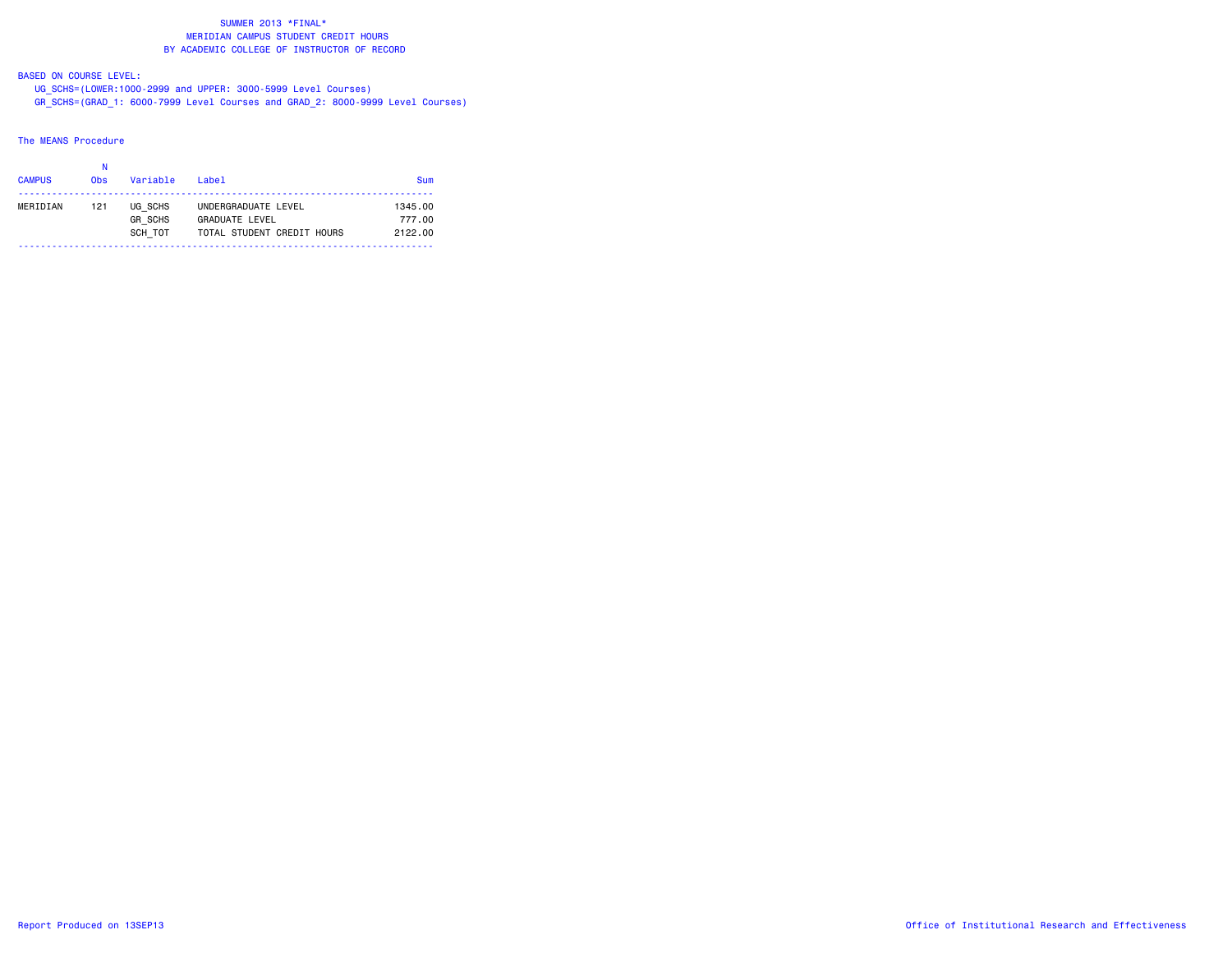SUMMER 2013 *FINAL*
MERIDIAN CAMPUS STUDENT CREDIT HOURS
BY ACADEMIC COLLEGE OF INSTRUCTOR OF RECORD

BASED ON COURSE LEVEL:
UG_SCHS=(LOWER:1000-2999 and UPPER: 3000-5999 Level Courses)
GR_SCHS=(GRAD_1: 6000-7999 Level Courses and GRAD_2: 8000-9999 Level Courses)

The MEANS Procedure

| CAMPUS | N Obs | Variable | Label | Sum |
|---|---|---|---|---|
| MERIDIAN | 121 | UG_SCHS | UNDERGRADUATE LEVEL | 1345.00 |
| | | GR_SCHS | GRADUATE LEVEL | 777.00 |
| | | SCH_TOT | TOTAL STUDENT CREDIT HOURS | 2122.00 |

Report Produced on 13SEP13

Office of Institutional Research and Effectiveness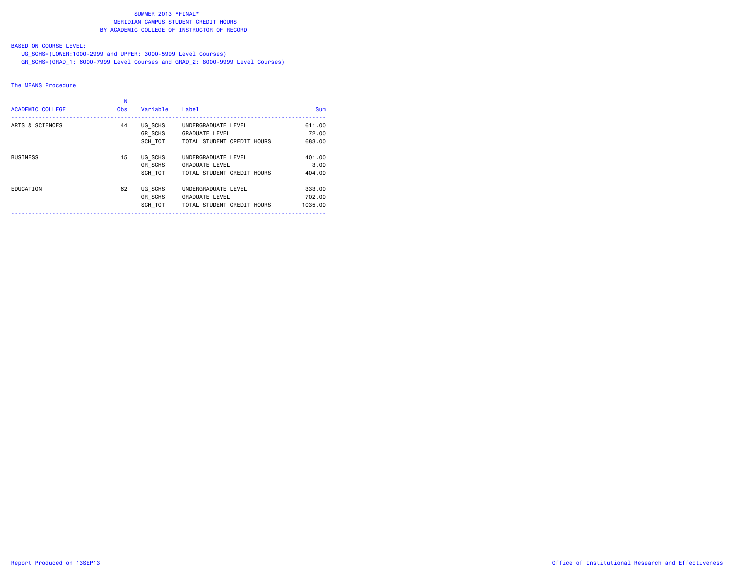SUMMER 2013 *FINAL*
MERIDIAN CAMPUS STUDENT CREDIT HOURS
BY ACADEMIC COLLEGE OF INSTRUCTOR OF RECORD

BASED ON COURSE LEVEL:
UG_SCHS=(LOWER:1000-2999 and UPPER: 3000-5999 Level Courses)
GR_SCHS=(GRAD_1: 6000-7999 Level Courses and GRAD_2: 8000-9999 Level Courses)

The MEANS Procedure

| ACADEMIC COLLEGE | N Obs | Variable | Label | Sum |
|---|---|---|---|---|
| ARTS & SCIENCES | 44 | UG_SCHS | UNDERGRADUATE LEVEL | 611.00 |
| | | GR_SCHS | GRADUATE LEVEL | 72.00 |
| | | SCH_TOT | TOTAL STUDENT CREDIT HOURS | 683.00 |
| BUSINESS | 15 | UG_SCHS | UNDERGRADUATE LEVEL | 401.00 |
| | | GR_SCHS | GRADUATE LEVEL | 3.00 |
| | | SCH_TOT | TOTAL STUDENT CREDIT HOURS | 404.00 |
| EDUCATION | 62 | UG_SCHS | UNDERGRADUATE LEVEL | 333.00 |
| | | GR_SCHS | GRADUATE LEVEL | 702.00 |
| | | SCH_TOT | TOTAL STUDENT CREDIT HOURS | 1035.00 |

Report Produced on 13SEP13

Office of Institutional Research and Effectiveness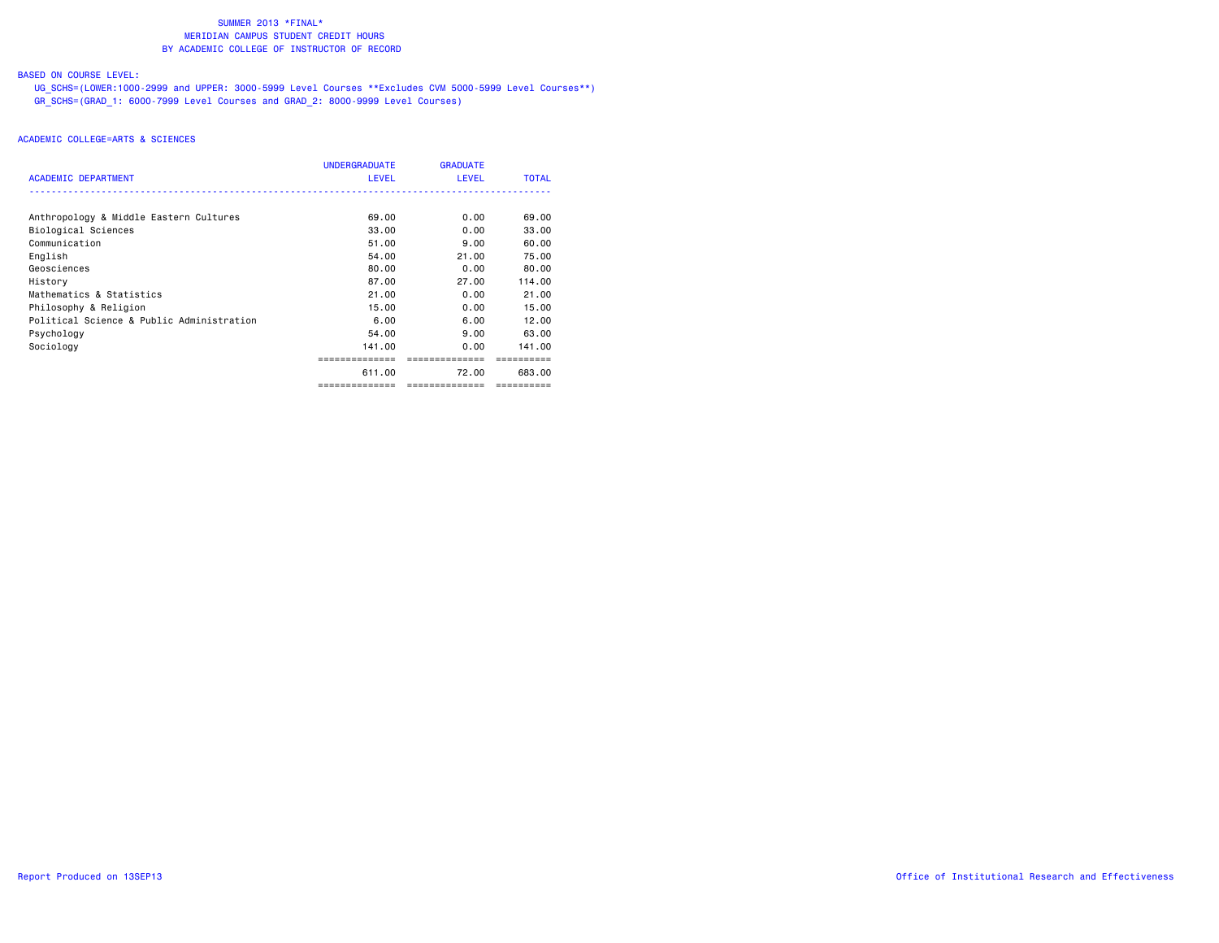# SUMMER 2013 *FINAL*
## MERIDIAN CAMPUS STUDENT CREDIT HOURS
## BY ACADEMIC COLLEGE OF INSTRUCTOR OF RECORD

BASED ON COURSE LEVEL:

UG_SCHS=(LOWER:1000-2999 and UPPER: 3000-5999 Level Courses **Excludes CVM 5000-5999 Level Courses**)
GR_SCHS=(GRAD_1: 6000-7999 Level Courses and GRAD_2: 8000-9999 Level Courses)

ACADEMIC COLLEGE=ARTS & SCIENCES

| ACADEMIC DEPARTMENT | UNDERGRADUATE LEVEL | GRADUATE LEVEL | TOTAL |
|---|---|---|---|
| Anthropology & Middle Eastern Cultures | 69.00 | 0.00 | 69.00 |
| Biological Sciences | 33.00 | 0.00 | 33.00 |
| Communication | 51.00 | 9.00 | 60.00 |
| English | 54.00 | 21.00 | 75.00 |
| Geosciences | 80.00 | 0.00 | 80.00 |
| History | 87.00 | 27.00 | 114.00 |
| Mathematics & Statistics | 21.00 | 0.00 | 21.00 |
| Philosophy & Religion | 15.00 | 0.00 | 15.00 |
| Political Science & Public Administration | 6.00 | 6.00 | 12.00 |
| Psychology | 54.00 | 9.00 | 63.00 |
| Sociology | 141.00 | 0.00 | 141.00 |
| | 611.00 | 72.00 | 683.00 |

Report Produced on 13SEP13

Office of Institutional Research and Effectiveness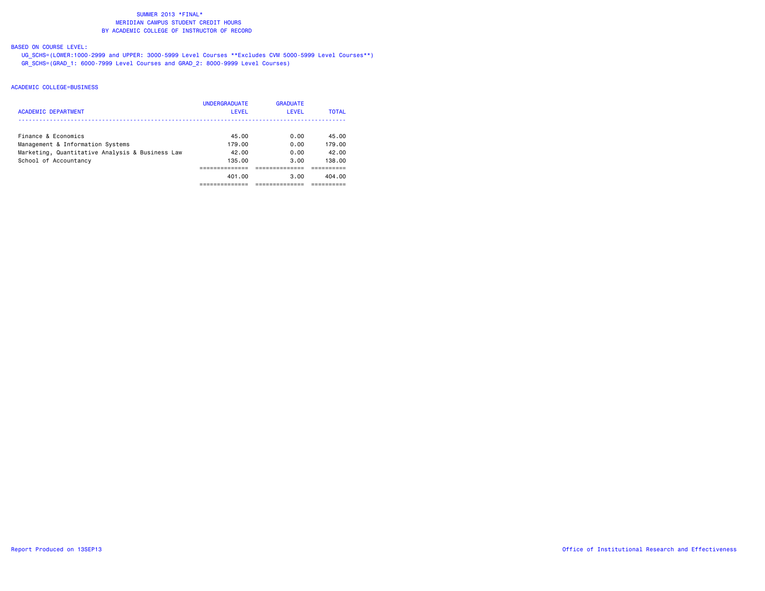# SUMMER 2013 *FINAL*
## MERIDIAN CAMPUS STUDENT CREDIT HOURS
## BY ACADEMIC COLLEGE OF INSTRUCTOR OF RECORD

BASED ON COURSE LEVEL:

UG_SCHS=(LOWER:1000-2999 and UPPER: 3000-5999 Level Courses **Excludes CVM 5000-5999 Level Courses**)

GR_SCHS=(GRAD_1: 6000-7999 Level Courses and GRAD_2: 8000-9999 Level Courses)

ACADEMIC COLLEGE=BUSINESS

| ACADEMIC DEPARTMENT | UNDERGRADUATE LEVEL | GRADUATE LEVEL | TOTAL |
|---|---|---|---|
| Finance & Economics | 45.00 | 0.00 | 45.00 |
| Management & Information Systems | 179.00 | 0.00 | 179.00 |
| Marketing, Quantitative Analysis & Business Law | 42.00 | 0.00 | 42.00 |
| School of Accountancy | 135.00 | 3.00 | 138.00 |
| | 401.00 | 3.00 | 404.00 |

Report Produced on 13SEP13

Office of Institutional Research and Effectiveness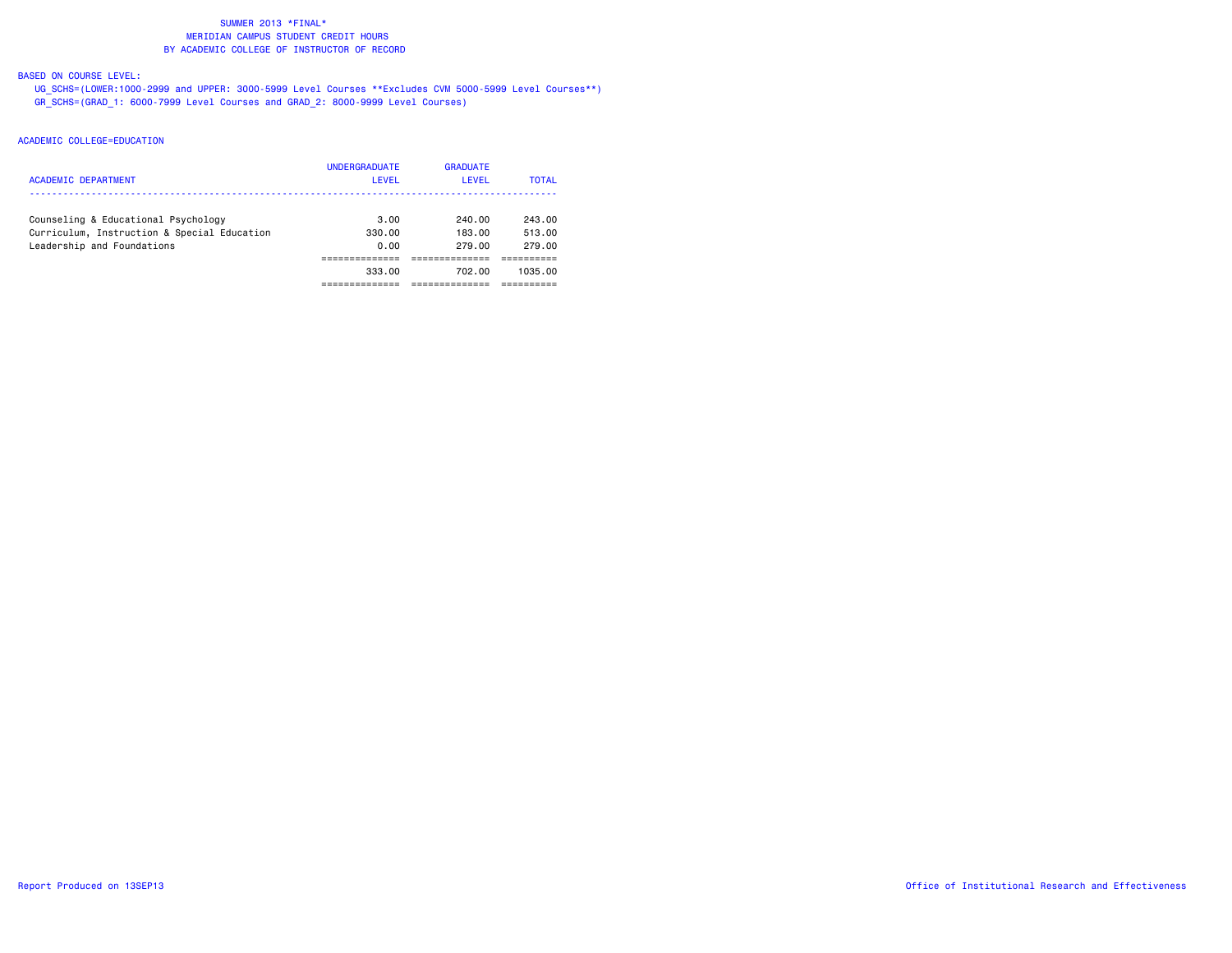# SUMMER 2013 *FINAL*
## MERIDIAN CAMPUS STUDENT CREDIT HOURS
## BY ACADEMIC COLLEGE OF INSTRUCTOR OF RECORD

BASED ON COURSE LEVEL:

UG_SCHS=(LOWER:1000-2999 and UPPER: 3000-5999 Level Courses **Excludes CVM 5000-5999 Level Courses**)
GR_SCHS=(GRAD_1: 6000-7999 Level Courses and GRAD_2: 8000-9999 Level Courses)

ACADEMIC COLLEGE=EDUCATION

| ACADEMIC DEPARTMENT | UNDERGRADUATE LEVEL | GRADUATE LEVEL | TOTAL |
|---|---|---|---|
| Counseling & Educational Psychology | 3.00 | 240.00 | 243.00 |
| Curriculum, Instruction & Special Education | 330.00 | 183.00 | 513.00 |
| Leadership and Foundations | 0.00 | 279.00 | 279.00 |
| | 333.00 | 702.00 | 1035.00 |

Report Produced on 13SEP13

Office of Institutional Research and Effectiveness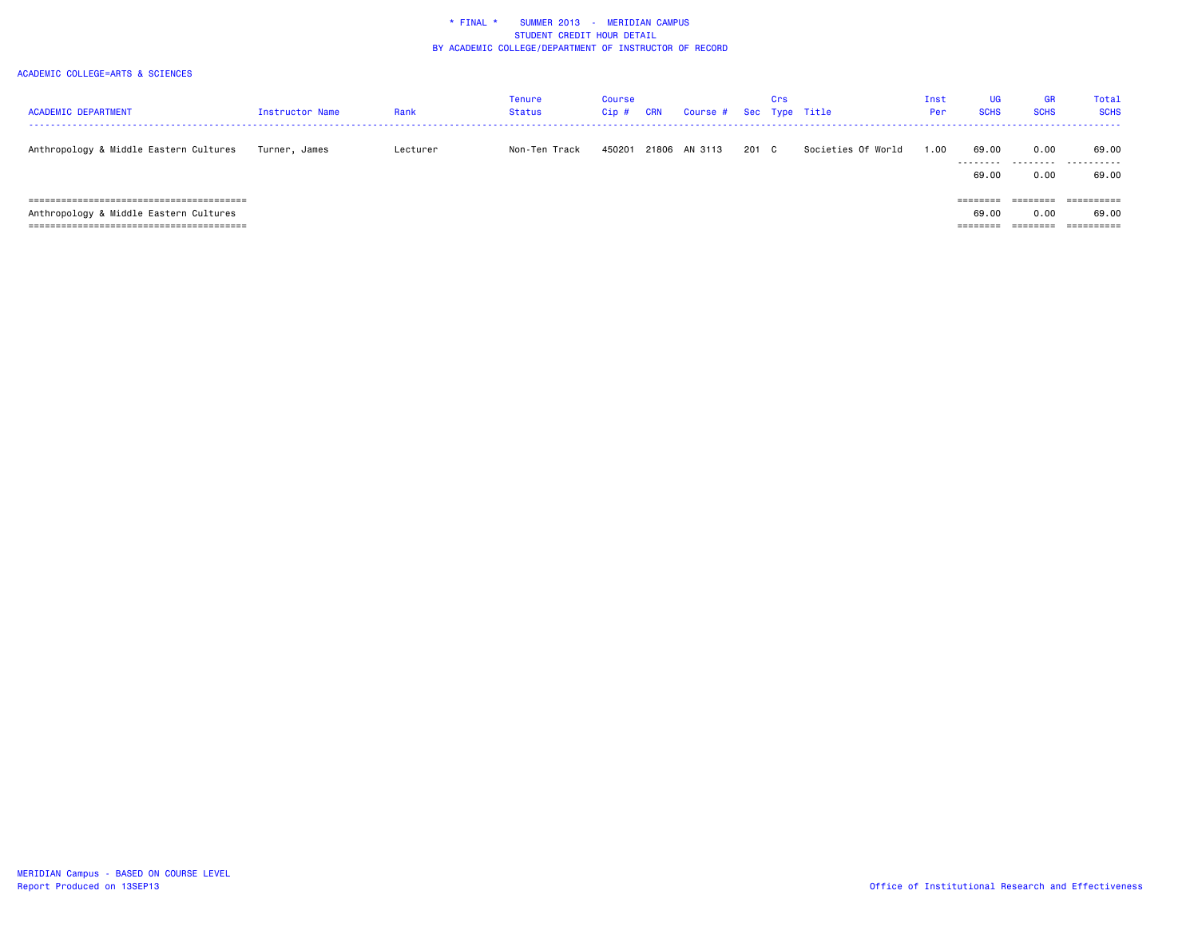\* FINAL \*    SUMMER 2013 - MERIDIAN CAMPUS
STUDENT CREDIT HOUR DETAIL
BY ACADEMIC COLLEGE/DEPARTMENT OF INSTRUCTOR OF RECORD

ACADEMIC COLLEGE=ARTS & SCIENCES

| ACADEMIC DEPARTMENT | Instructor Name | Rank | Tenure Status | Course Cip # | CRN | Course # | Sec | Crs Type | Title | Inst Per | UG SCHS | GR SCHS | Total SCHS |
|---|---|---|---|---|---|---|---|---|---|---|---|---|---|
| Anthropology & Middle Eastern Cultures | Turner, James | Lecturer | Non-Ten Track | 450201 | 21806 | AN 3113 | 201 | C | Societies Of World | 1.00 | 69.00 | 0.00 | 69.00 |
| | | | | | | | | | | | 69.00 | 0.00 | 69.00 |
| Anthropology & Middle Eastern Cultures | | | | | | | | | | | 69.00 | 0.00 | 69.00 |

MERIDIAN Campus - BASED ON COURSE LEVEL
Report Produced on 13SEP13

Office of Institutional Research and Effectiveness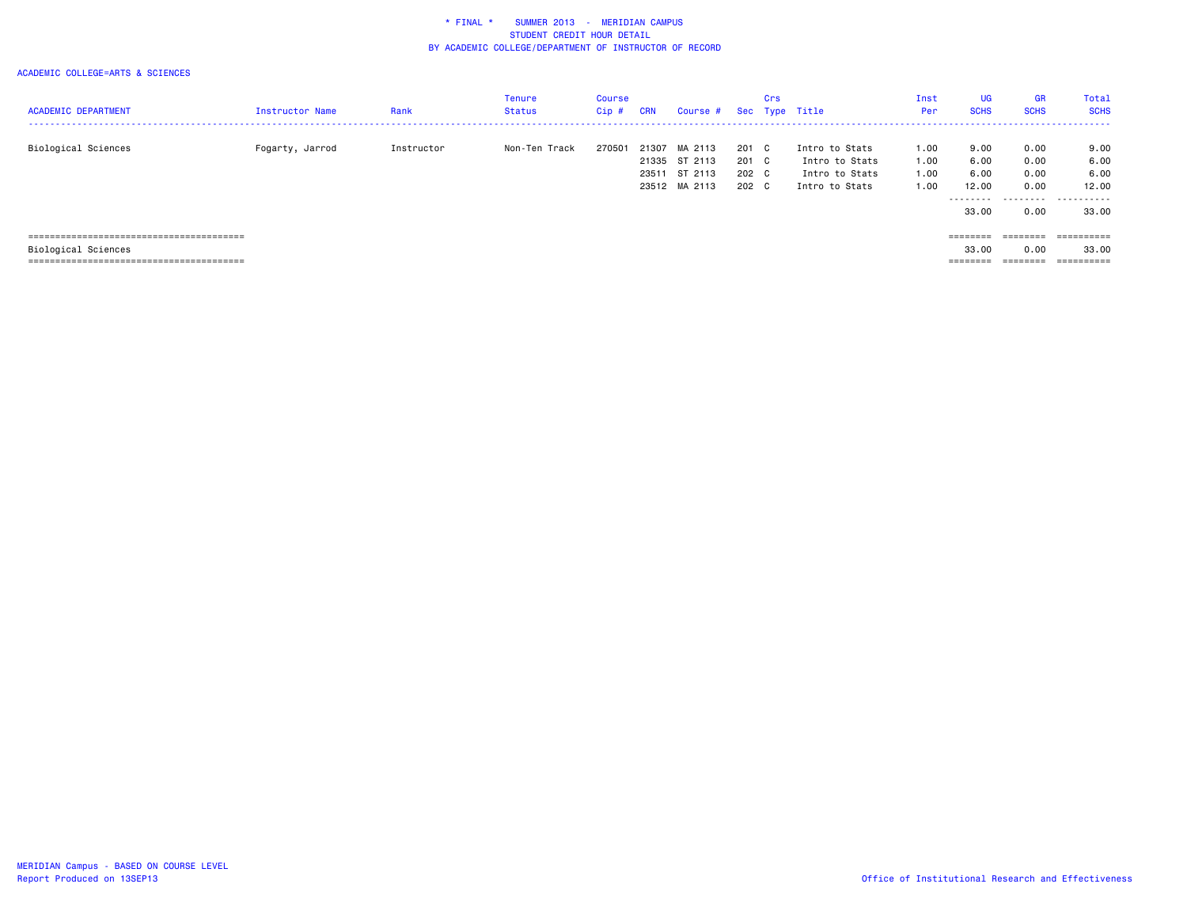\* FINAL \* SUMMER 2013 - MERIDIAN CAMPUS
STUDENT CREDIT HOUR DETAIL
BY ACADEMIC COLLEGE/DEPARTMENT OF INSTRUCTOR OF RECORD

ACADEMIC COLLEGE=ARTS & SCIENCES

| ACADEMIC DEPARTMENT | Instructor Name | Rank | Tenure Status | Course Cip # | CRN | Course # | Sec | Crs Type | Title | Inst Per | UG SCHS | GR SCHS | Total SCHS |
|---|---|---|---|---|---|---|---|---|---|---|---|---|---|
| Biological Sciences | Fogarty, Jarrod | Instructor | Non-Ten Track | 270501 | 21307 | MA 2113 | 201 | C | Intro to Stats | 1.00 | 9.00 | 0.00 | 9.00 |
| | | | | | 21335 | ST 2113 | 201 | C | Intro to Stats | 1.00 | 6.00 | 0.00 | 6.00 |
| | | | | | 23511 | ST 2113 | 202 | C | Intro to Stats | 1.00 | 6.00 | 0.00 | 6.00 |
| | | | | | 23512 | MA 2113 | 202 | C | Intro to Stats | 1.00 | 12.00 | 0.00 | 12.00 |
| | | | | | | | | | | | 33.00 | 0.00 | 33.00 |
| Biological Sciences | | | | | | | | | | | 33.00 | 0.00 | 33.00 |

MERIDIAN Campus - BASED ON COURSE LEVEL
Report Produced on 13SEP13

Office of Institutional Research and Effectiveness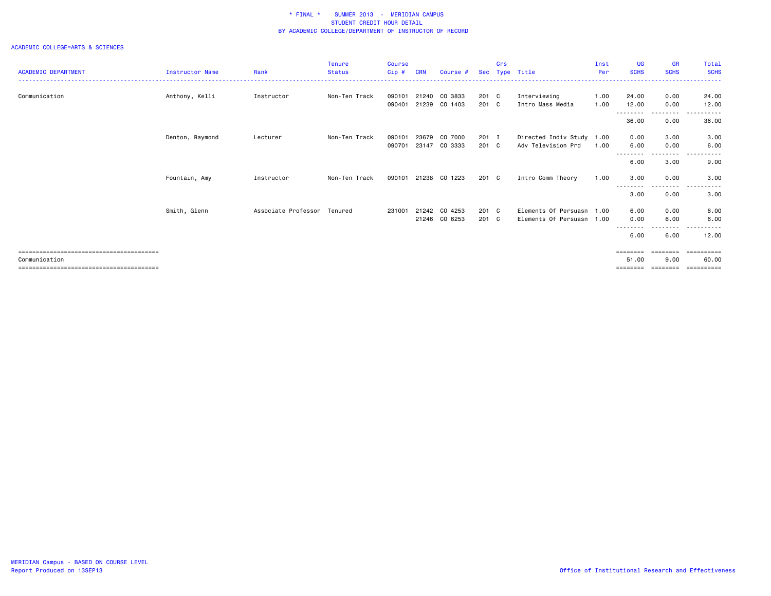# * FINAL * SUMMER 2013 - MERIDIAN CAMPUS
## STUDENT CREDIT HOUR DETAIL
## BY ACADEMIC COLLEGE/DEPARTMENT OF INSTRUCTOR OF RECORD

ACADEMIC COLLEGE=ARTS & SCIENCES

| ACADEMIC DEPARTMENT | Instructor Name | Rank | Tenure Status | Course Cip # | CRN | Course # | Sec | Crs Type | Title | Inst Per | UG SCHS | GR SCHS | Total SCHS |
|---|---|---|---|---|---|---|---|---|---|---|---|---|---|
| Communication | Anthony, Kelli | Instructor | Non-Ten Track | 090101 | 21240 | CO 3833 | 201 | C | Interviewing | 1.00 | 24.00 | 0.00 | 24.00 |
| | | | | 090401 | 21239 | CO 1403 | 201 | C | Intro Mass Media | 1.00 | 12.00 | 0.00 | 12.00 |
| | | | | | | | | | | | 36.00 | 0.00 | 36.00 |
| | Denton, Raymond | Lecturer | Non-Ten Track | 090101 | 23679 | CO 7000 | 201 | I | Directed Indiv Study | 1.00 | 0.00 | 3.00 | 3.00 |
| | | | | 090701 | 23147 | CO 3333 | 201 | C | Adv Television Prd | 1.00 | 6.00 | 0.00 | 6.00 |
| | | | | | | | | | | | 6.00 | 3.00 | 9.00 |
| | Fountain, Amy | Instructor | Non-Ten Track | 090101 | 21238 | CO 1223 | 201 | C | Intro Comm Theory | 1.00 | 3.00 | 0.00 | 3.00 |
| | | | | | | | | | | | 3.00 | 0.00 | 3.00 |
| | Smith, Glenn | Associate Professor | Tenured | 231001 | 21242 | CO 4253 | 201 | C | Elements Of Persuasn | 1.00 | 6.00 | 0.00 | 6.00 |
| | | | | | 21246 | CO 6253 | 201 | C | Elements Of Persuasn | 1.00 | 0.00 | 6.00 | 6.00 |
| | | | | | | | | | | | 6.00 | 6.00 | 12.00 |
| Communication | | | | | | | | | | | 51.00 | 9.00 | 60.00 |

MERIDIAN Campus - BASED ON COURSE LEVEL
Report Produced on 13SEP13

Office of Institutional Research and Effectiveness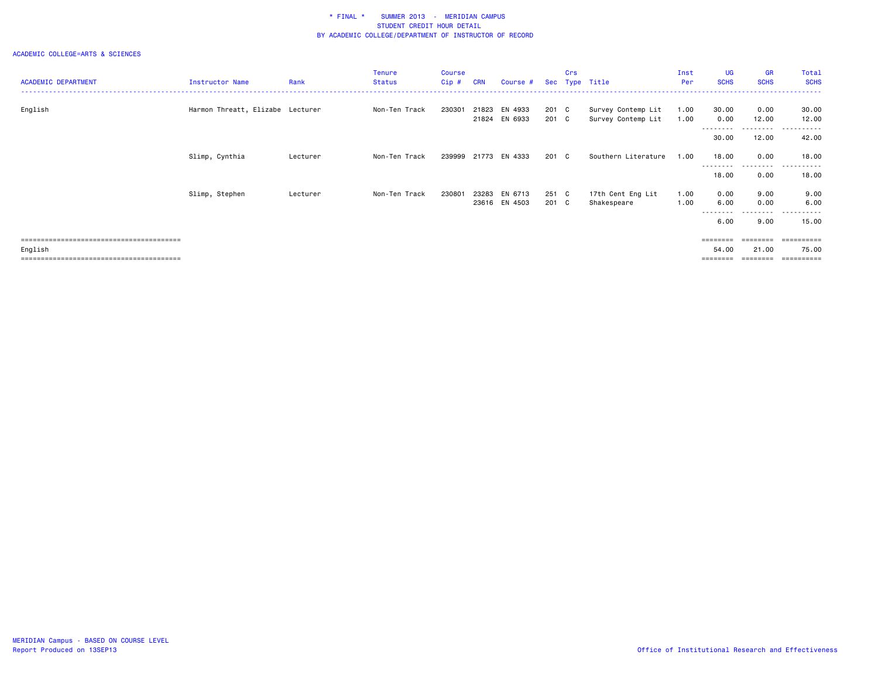# * FINAL * SUMMER 2013 - MERIDIAN CAMPUS
## STUDENT CREDIT HOUR DETAIL
## BY ACADEMIC COLLEGE/DEPARTMENT OF INSTRUCTOR OF RECORD

ACADEMIC COLLEGE=ARTS & SCIENCES

| ACADEMIC DEPARTMENT | Instructor Name | Rank | Tenure Status | Course Cip # | CRN | Course # | Sec | Crs Type | Title | Inst Per | UG SCHS | GR SCHS | Total SCHS |
|---|---|---|---|---|---|---|---|---|---|---|---|---|---|
| English | Harmon Threatt, Elizabe | Lecturer | Non-Ten Track | 230301 | 21823 | EN 4933 | 201 | C | Survey Contemp Lit | 1.00 | 30.00 | 0.00 | 30.00 |
| | | | | | 21824 | EN 6933 | 201 | C | Survey Contemp Lit | 1.00 | 0.00 | 12.00 | 12.00 |
| | | | | | | | | | | | 30.00 | 12.00 | 42.00 |
| | Slimp, Cynthia | Lecturer | Non-Ten Track | 239999 | 21773 | EN 4333 | 201 | C | Southern Literature | 1.00 | 18.00 | 0.00 | 18.00 |
| | | | | | | | | | | | 18.00 | 0.00 | 18.00 |
| | Slimp, Stephen | Lecturer | Non-Ten Track | 230801 | 23283 | EN 6713 | 251 | C | 17th Cent Eng Lit | 1.00 | 0.00 | 9.00 | 9.00 |
| | | | | | 23616 | EN 4503 | 201 | C | Shakespeare | 1.00 | 6.00 | 0.00 | 6.00 |
| | | | | | | | | | | | 6.00 | 9.00 | 15.00 |
| English | | | | | | | | | | | 54.00 | 21.00 | 75.00 |

MERIDIAN Campus - BASED ON COURSE LEVEL
Report Produced on 13SEP13

Office of Institutional Research and Effectiveness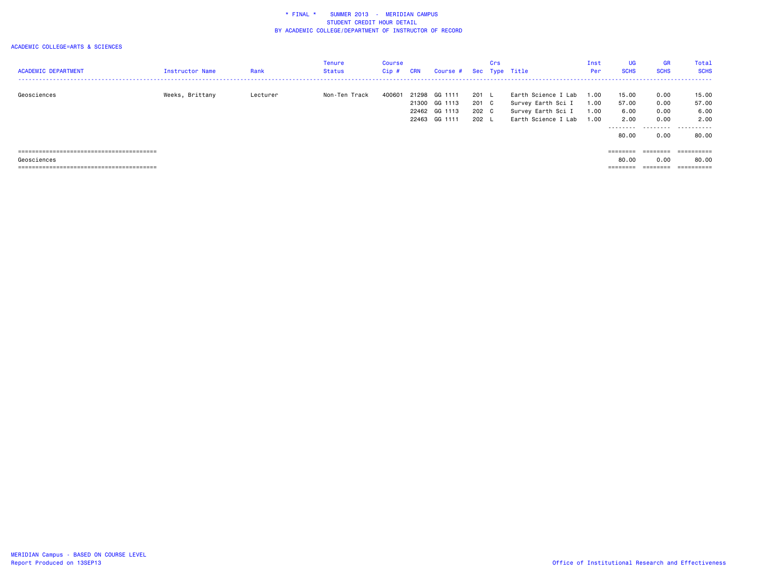\* FINAL \*    SUMMER 2013  -  MERIDIAN CAMPUS
STUDENT CREDIT HOUR DETAIL
BY ACADEMIC COLLEGE/DEPARTMENT OF INSTRUCTOR OF RECORD

ACADEMIC COLLEGE=ARTS & SCIENCES

| ACADEMIC DEPARTMENT | Instructor Name | Rank | Tenure Status | Course Cip # | CRN | Course # | Sec | Crs Type | Title | Inst Per | UG SCHS | GR SCHS | Total SCHS |
|---|---|---|---|---|---|---|---|---|---|---|---|---|---|
| Geosciences | Weeks, Brittany | Lecturer | Non-Ten Track | 400601 | 21298 | GG 1111 | 201 | L | Earth Science I Lab | 1.00 | 15.00 | 0.00 | 15.00 |
| | | | | | 21300 | GG 1113 | 201 | C | Survey Earth Sci I | 1.00 | 57.00 | 0.00 | 57.00 |
| | | | | | 22462 | GG 1113 | 202 | C | Survey Earth Sci I | 1.00 | 6.00 | 0.00 | 6.00 |
| | | | | | 22463 | GG 1111 | 202 | L | Earth Science I Lab | 1.00 | 2.00 | 0.00 | 2.00 |
| | | | | | | | | | | | 80.00 | 0.00 | 80.00 |
| Geosciences | | | | | | | | | | | 80.00 | 0.00 | 80.00 |

MERIDIAN Campus - BASED ON COURSE LEVEL
Report Produced on 13SEP13

Office of Institutional Research and Effectiveness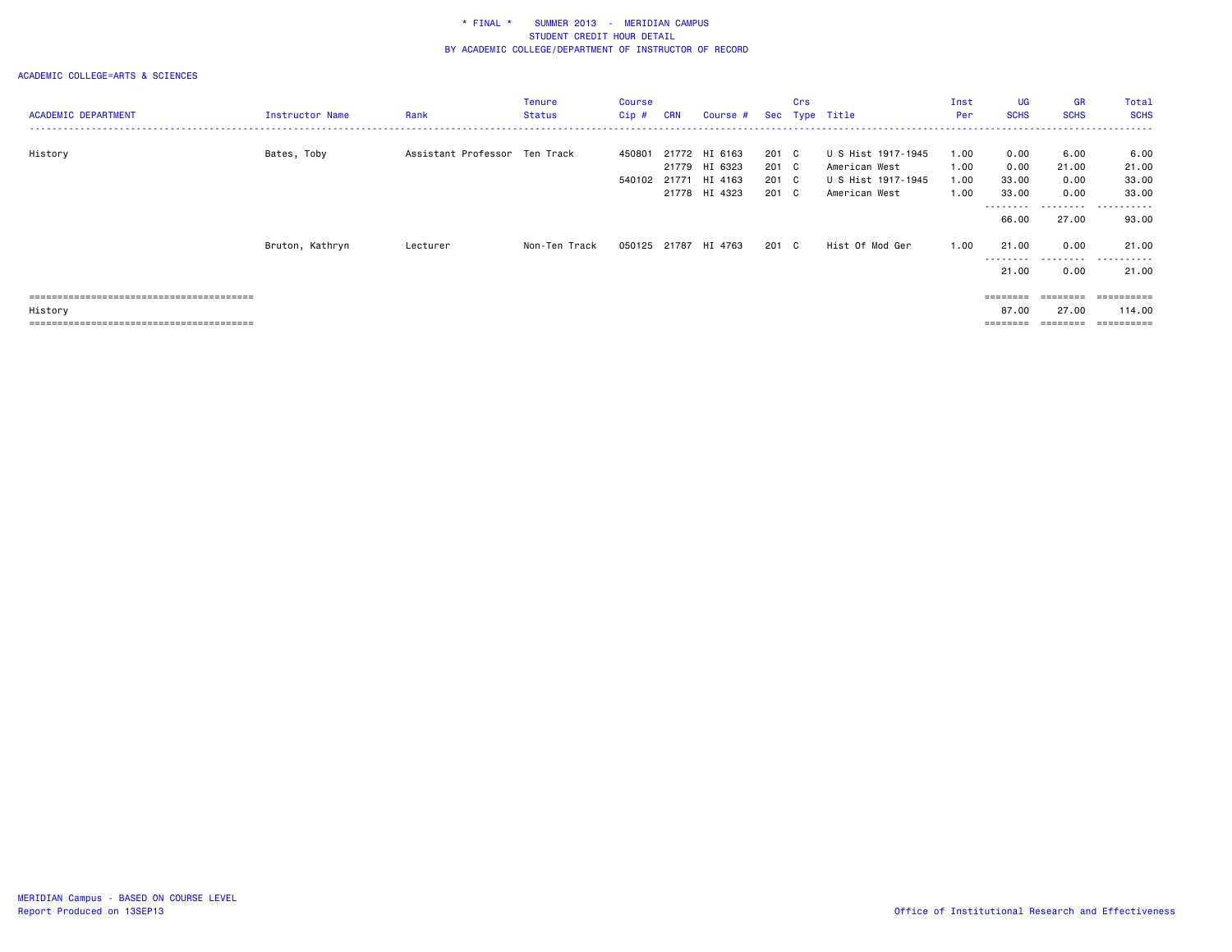\* FINAL \* SUMMER 2013 - MERIDIAN CAMPUS
STUDENT CREDIT HOUR DETAIL
BY ACADEMIC COLLEGE/DEPARTMENT OF INSTRUCTOR OF RECORD

ACADEMIC COLLEGE=ARTS & SCIENCES

| ACADEMIC DEPARTMENT | Instructor Name | Rank | Tenure Status | Course Cip # | CRN | Course # | Sec | Crs Type | Title | Inst Per | UG SCHS | GR SCHS | Total SCHS |
|---|---|---|---|---|---|---|---|---|---|---|---|---|---|
| History | Bates, Toby | Assistant Professor | Ten Track | 450801 | 21772 | HI 6163 | 201 | C | U S Hist 1917-1945 | 1.00 | 0.00 | 6.00 | 6.00 |
| | | | | | 21779 | HI 6323 | 201 | C | American West | 1.00 | 0.00 | 21.00 | 21.00 |
| | | | | 540102 | 21771 | HI 4163 | 201 | C | U S Hist 1917-1945 | 1.00 | 33.00 | 0.00 | 33.00 |
| | | | | | 21778 | HI 4323 | 201 | C | American West | 1.00 | 33.00 | 0.00 | 33.00 |
| | | | | | | | | | | | 66.00 | 27.00 | 93.00 |
| | Bruton, Kathryn | Lecturer | Non-Ten Track | 050125 | 21787 | HI 4763 | 201 | C | Hist Of Mod Ger | 1.00 | 21.00 | 0.00 | 21.00 |
| | | | | | | | | | | | 21.00 | 0.00 | 21.00 |
| History | | | | | | | | | | | 87.00 | 27.00 | 114.00 |

MERIDIAN Campus - BASED ON COURSE LEVEL
Report Produced on 13SEP13

Office of Institutional Research and Effectiveness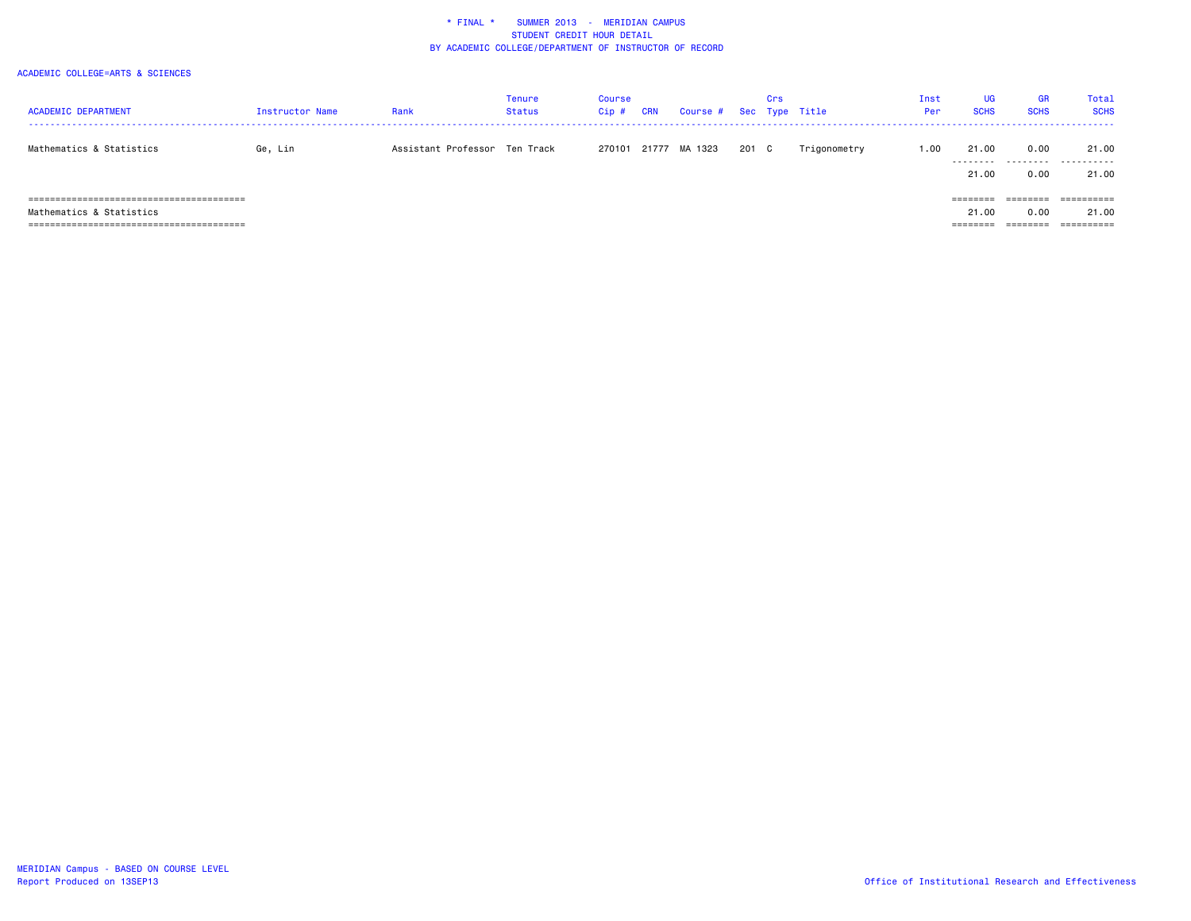\* FINAL \* SUMMER 2013 - MERIDIAN CAMPUS
STUDENT CREDIT HOUR DETAIL
BY ACADEMIC COLLEGE/DEPARTMENT OF INSTRUCTOR OF RECORD

ACADEMIC COLLEGE=ARTS & SCIENCES

| ACADEMIC DEPARTMENT | Instructor Name | Rank | Tenure Status | Course Cip # | CRN | Course # | Sec | Crs Type | Title | Inst Per | UG SCHS | GR SCHS | Total SCHS |
|---|---|---|---|---|---|---|---|---|---|---|---|---|---|
| Mathematics & Statistics | Ge, Lin | Assistant Professor | Ten Track | 270101 | 21777 | MA 1323 | 201 | C | Trigonometry | 1.00 | 21.00 | 0.00 | 21.00 |
| | | | | | | | | | | | 21.00 | 0.00 | 21.00 |
| Mathematics & Statistics | | | | | | | | | | | 21.00 | 0.00 | 21.00 |

MERIDIAN Campus - BASED ON COURSE LEVEL
Report Produced on 13SEP13

Office of Institutional Research and Effectiveness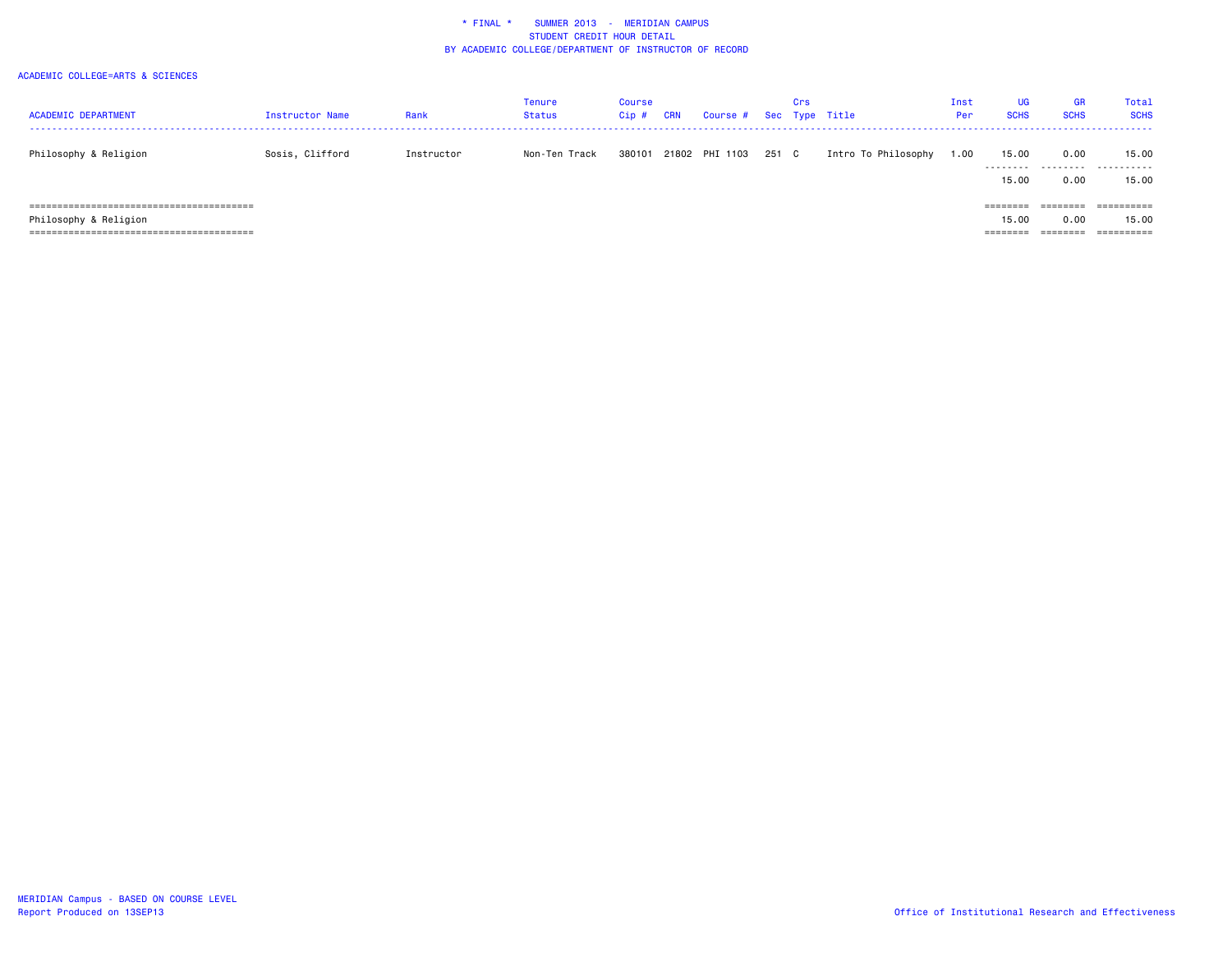# * FINAL * SUMMER 2013 - MERIDIAN CAMPUS
## STUDENT CREDIT HOUR DETAIL
## BY ACADEMIC COLLEGE/DEPARTMENT OF INSTRUCTOR OF RECORD

ACADEMIC COLLEGE=ARTS & SCIENCES

| ACADEMIC DEPARTMENT | Instructor Name | Rank | Tenure Status | Course Cip # | CRN | Course # | Sec | Crs Type | Title | Inst Per | UG SCHS | GR SCHS | Total SCHS |
|---|---|---|---|---|---|---|---|---|---|---|---|---|---|
| Philosophy & Religion | Sosis, Clifford | Instructor | Non-Ten Track | 380101 | 21802 | PHI 1103 | 251 | C | Intro To Philosophy | 1.00 | 15.00 | 0.00 | 15.00 |
| | | | | | | | | | | | 15.00 | 0.00 | 15.00 |
| Philosophy & Religion | | | | | | | | | | | 15.00 | 0.00 | 15.00 |

MERIDIAN Campus - BASED ON COURSE LEVEL
Report Produced on 13SEP13

Office of Institutional Research and Effectiveness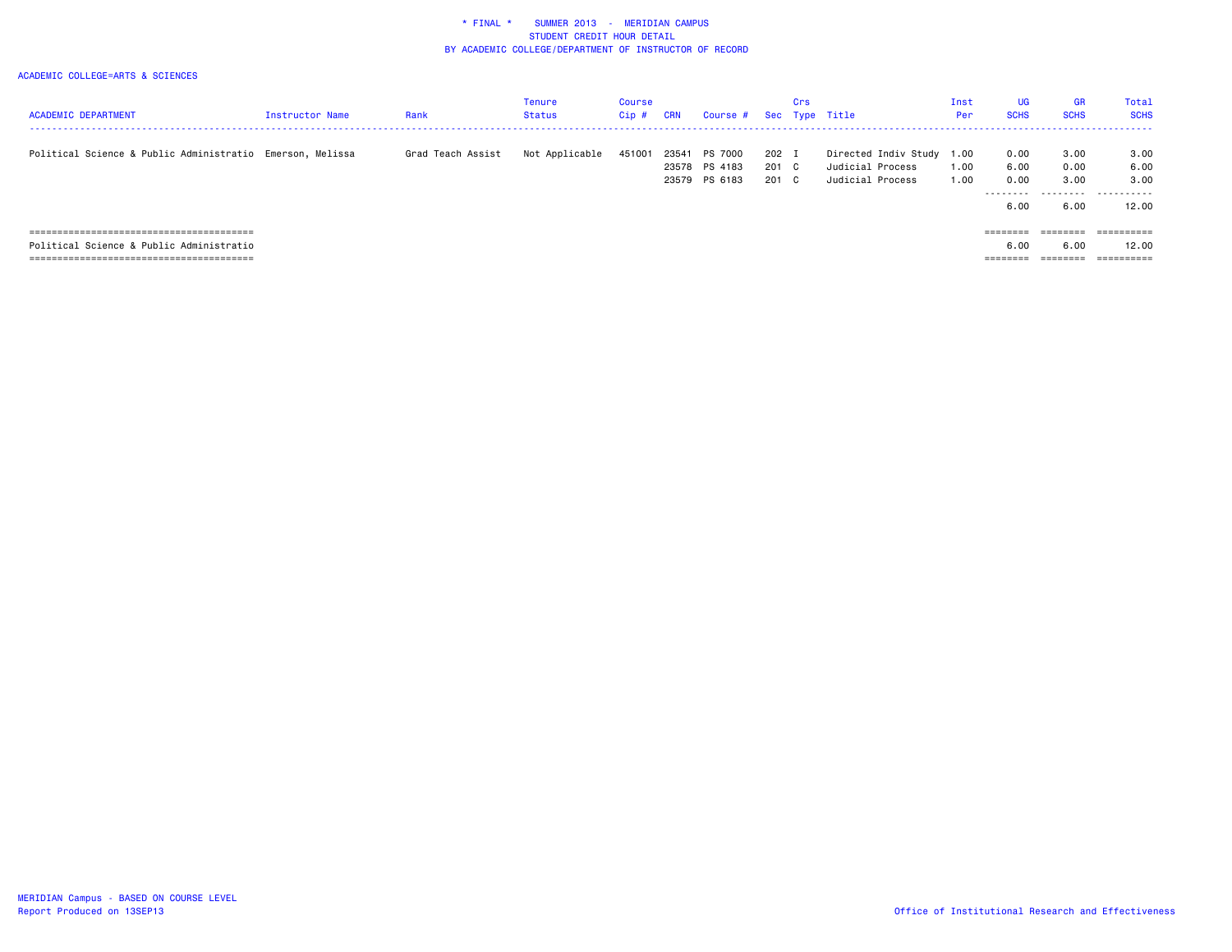# * FINAL * SUMMER 2013 - MERIDIAN CAMPUS
## STUDENT CREDIT HOUR DETAIL
## BY ACADEMIC COLLEGE/DEPARTMENT OF INSTRUCTOR OF RECORD

ACADEMIC COLLEGE=ARTS & SCIENCES

| ACADEMIC DEPARTMENT | Instructor Name | Rank | Tenure Status | Course Cip # | CRN | Course # | Sec | Crs Type | Title | Inst Per | UG SCHS | GR SCHS | Total SCHS |
|---|---|---|---|---|---|---|---|---|---|---|---|---|---|
| Political Science & Public Administratio | Emerson, Melissa | Grad Teach Assist | Not Applicable | 451001 | 23541 | PS 7000 | 202 | I | Directed Indiv Study | 1.00 | 0.00 | 3.00 | 3.00 |
| | | | | | 23578 | PS 4183 | 201 | C | Judicial Process | 1.00 | 6.00 | 0.00 | 6.00 |
| | | | | | 23579 | PS 6183 | 201 | C | Judicial Process | 1.00 | 0.00 | 3.00 | 3.00 |
| | | | | | | | | | | | 6.00 | 6.00 | 12.00 |
| Political Science & Public Administratio | | | | | | | | | | | 6.00 | 6.00 | 12.00 |

MERIDIAN Campus - BASED ON COURSE LEVEL
Report Produced on 13SEP13

Office of Institutional Research and Effectiveness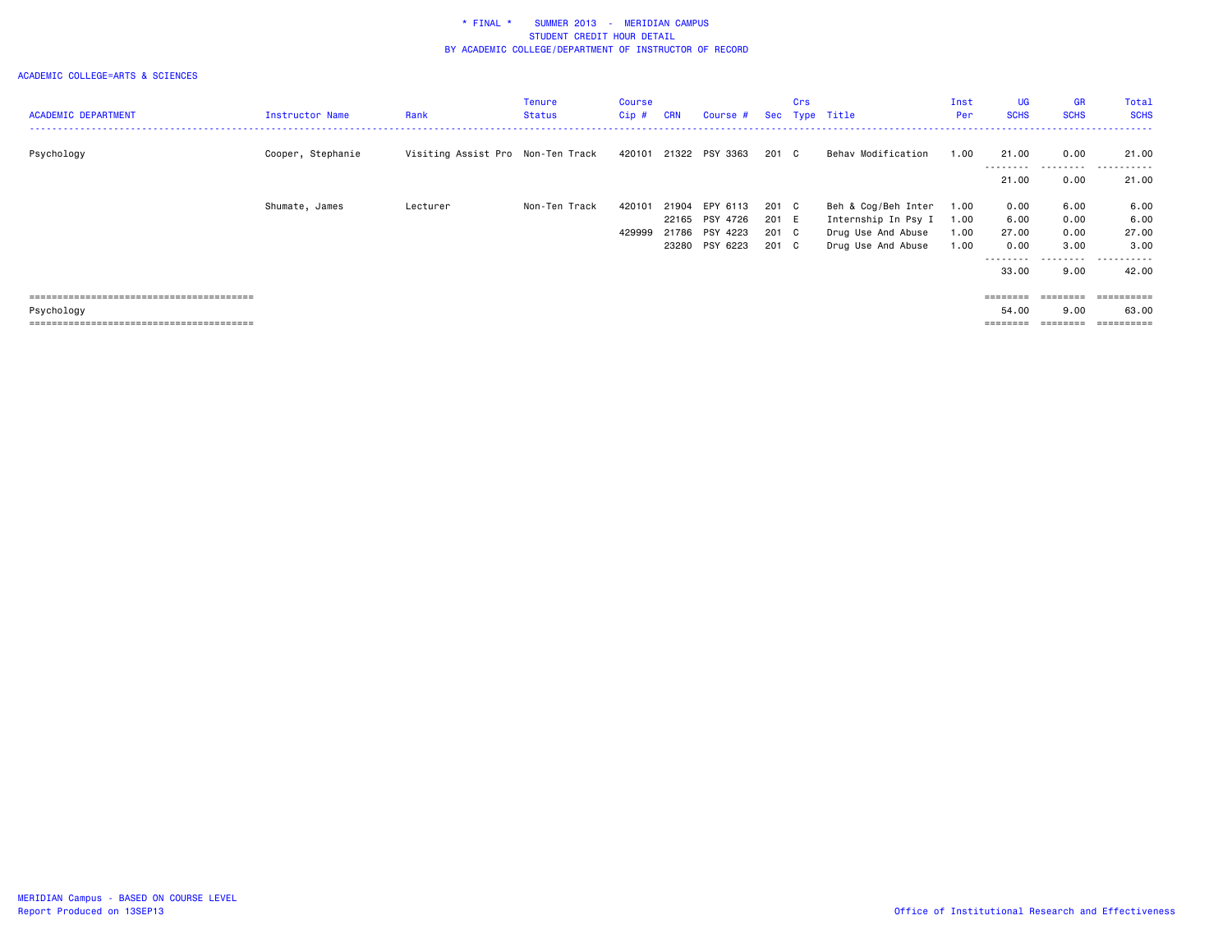# * FINAL * SUMMER 2013 - MERIDIAN CAMPUS
## STUDENT CREDIT HOUR DETAIL
## BY ACADEMIC COLLEGE/DEPARTMENT OF INSTRUCTOR OF RECORD

ACADEMIC COLLEGE=ARTS & SCIENCES

| ACADEMIC DEPARTMENT | Instructor Name | Rank | Tenure Status | Course Cip # | CRN | Course # | Sec | Crs Type | Title | Inst Per | UG SCHS | GR SCHS | Total SCHS |
|---|---|---|---|---|---|---|---|---|---|---|---|---|---|
| Psychology | Cooper, Stephanie | Visiting Assist Pro | Non-Ten Track | 420101 | 21322 | PSY 3363 | 201 | C | Behav Modification | 1.00 | 21.00 | 0.00 | 21.00 |
| | | | | | | | | | | | 21.00 | 0.00 | 21.00 |
| | Shumate, James | Lecturer | Non-Ten Track | 420101 | 21904 | EPY 6113 | 201 | C | Beh & Cog/Beh Inter | 1.00 | 0.00 | 6.00 | 6.00 |
| | | | | | 22165 | PSY 4726 | 201 | E | Internship In Psy I | 1.00 | 6.00 | 0.00 | 6.00 |
| | | | | 429999 | 21786 | PSY 4223 | 201 | C | Drug Use And Abuse | 1.00 | 27.00 | 0.00 | 27.00 |
| | | | | | 23280 | PSY 6223 | 201 | C | Drug Use And Abuse | 1.00 | 0.00 | 3.00 | 3.00 |
| | | | | | | | | | | | 33.00 | 9.00 | 42.00 |
| Psychology | | | | | | | | | | | 54.00 | 9.00 | 63.00 |

MERIDIAN Campus - BASED ON COURSE LEVEL
Report Produced on 13SEP13

Office of Institutional Research and Effectiveness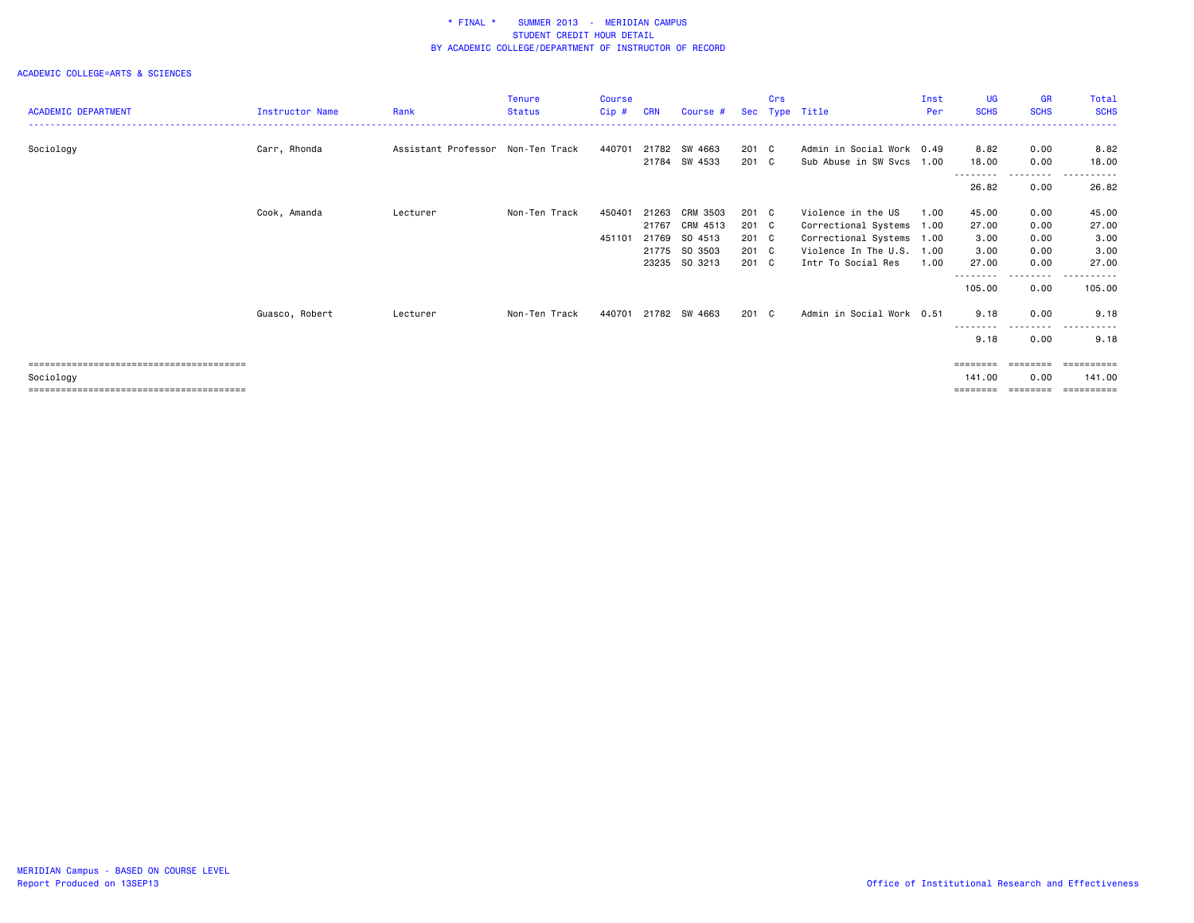# * FINAL * SUMMER 2013 - MERIDIAN CAMPUS
## STUDENT CREDIT HOUR DETAIL
## BY ACADEMIC COLLEGE/DEPARTMENT OF INSTRUCTOR OF RECORD

ACADEMIC COLLEGE=ARTS & SCIENCES

| ACADEMIC DEPARTMENT | Instructor Name | Rank | Tenure Status | Course Cip # | CRN | Course # | Sec | Crs Type | Title | Inst Per | UG SCHS | GR SCHS | Total SCHS |
|---|---|---|---|---|---|---|---|---|---|---|---|---|---|
| Sociology | Carr, Rhonda | Assistant Professor | Non-Ten Track | 440701 | 21782 | SW 4663 | 201 | C | Admin in Social Work | 0.49 | 8.82 | 0.00 | 8.82 |
| | | | | | 21784 | SW 4533 | 201 | C | Sub Abuse in SW Svcs | 1.00 | 18.00 | 0.00 | 18.00 |
| | | | | | | | | | | | 26.82 | 0.00 | 26.82 |
| | Cook, Amanda | Lecturer | Non-Ten Track | 450401 | 21263 | CRM 3503 | 201 | C | Violence in the US | 1.00 | 45.00 | 0.00 | 45.00 |
| | | | | | 21767 | CRM 4513 | 201 | C | Correctional Systems | 1.00 | 27.00 | 0.00 | 27.00 |
| | | | | 451101 | 21769 | SO 4513 | 201 | C | Correctional Systems | 1.00 | 3.00 | 0.00 | 3.00 |
| | | | | | 21775 | SO 3503 | 201 | C | Violence In The U.S. | 1.00 | 3.00 | 0.00 | 3.00 |
| | | | | | 23235 | SO 3213 | 201 | C | Intr To Social Res | 1.00 | 27.00 | 0.00 | 27.00 |
| | | | | | | | | | | | 105.00 | 0.00 | 105.00 |
| | Guasco, Robert | Lecturer | Non-Ten Track | 440701 | 21782 | SW 4663 | 201 | C | Admin in Social Work | 0.51 | 9.18 | 0.00 | 9.18 |
| | | | | | | | | | | | 9.18 | 0.00 | 9.18 |
| Sociology | | | | | | | | | | | 141.00 | 0.00 | 141.00 |

MERIDIAN Campus - BASED ON COURSE LEVEL
Report Produced on 13SEP13

Office of Institutional Research and Effectiveness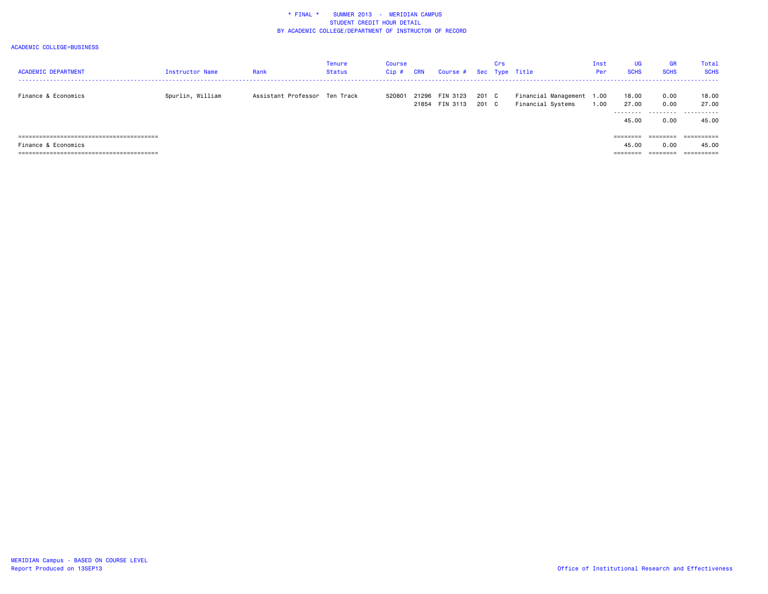# * FINAL * SUMMER 2013 - MERIDIAN CAMPUS
## STUDENT CREDIT HOUR DETAIL
## BY ACADEMIC COLLEGE/DEPARTMENT OF INSTRUCTOR OF RECORD

ACADEMIC COLLEGE=BUSINESS

| ACADEMIC DEPARTMENT | Instructor Name | Rank | Tenure Status | Course Cip # | CRN | Course # | Sec | Crs Type | Title | Inst Per | UG SCHS | GR SCHS | Total SCHS |
|---|---|---|---|---|---|---|---|---|---|---|---|---|---|
| Finance & Economics | Spurlin, William | Assistant Professor | Ten Track | 520801 | 21296 | FIN 3123 | 201 | C | Financial Management | 1.00 | 18.00 | 0.00 | 18.00 |
| | | | | | 21854 | FIN 3113 | 201 | C | Financial Systems | 1.00 | 27.00 | 0.00 | 27.00 |
| | | | | | | | | | | | 45.00 | 0.00 | 45.00 |
| Finance & Economics | | | | | | | | | | | 45.00 | 0.00 | 45.00 |

MERIDIAN Campus - BASED ON COURSE LEVEL
Report Produced on 13SEP13

Office of Institutional Research and Effectiveness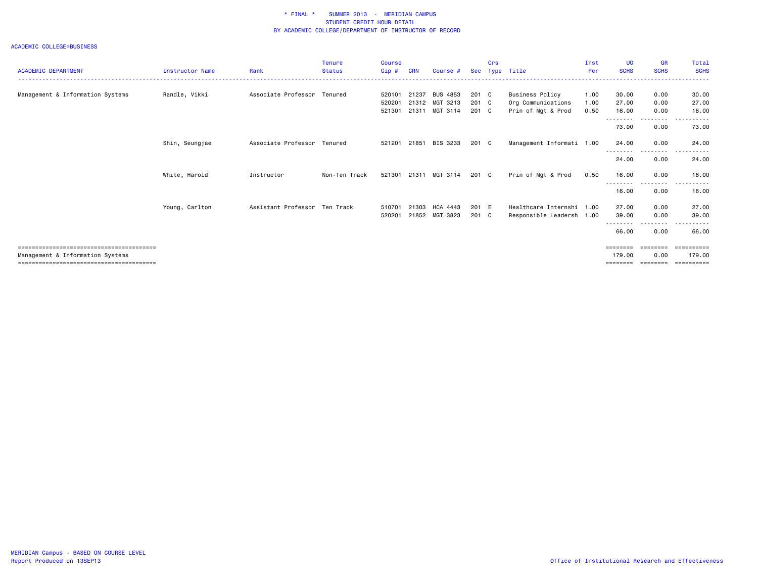# * FINAL * SUMMER 2013 - MERIDIAN CAMPUS
## STUDENT CREDIT HOUR DETAIL
## BY ACADEMIC COLLEGE/DEPARTMENT OF INSTRUCTOR OF RECORD

ACADEMIC COLLEGE=BUSINESS

| ACADEMIC DEPARTMENT | Instructor Name | Rank | Tenure Status | Course Cip # | CRN | Course # | Sec | Crs Type | Title | Inst Per | UG SCHS | GR SCHS | Total SCHS |
|---|---|---|---|---|---|---|---|---|---|---|---|---|---|
| Management & Information Systems | Randle, Vikki | Associate Professor | Tenured | 520101 | 21237 | BUS 4853 | 201 | C | Business Policy | 1.00 | 30.00 | 0.00 | 30.00 |
| | | | | 520201 | 21312 | MGT 3213 | 201 | C | Org Communications | 1.00 | 27.00 | 0.00 | 27.00 |
| | | | | 521301 | 21311 | MGT 3114 | 201 | C | Prin of Mgt & Prod | 0.50 | 16.00 | 0.00 | 16.00 |
| | | | | | | | | | | | 73.00 | 0.00 | 73.00 |
| | Shin, Seungjae | Associate Professor | Tenured | 521201 | 21851 | BIS 3233 | 201 | C | Management Informati | 1.00 | 24.00 | 0.00 | 24.00 |
| | | | | | | | | | | | 24.00 | 0.00 | 24.00 |
| | White, Harold | Instructor | Non-Ten Track | 521301 | 21311 | MGT 3114 | 201 | C | Prin of Mgt & Prod | 0.50 | 16.00 | 0.00 | 16.00 |
| | | | | | | | | | | | 16.00 | 0.00 | 16.00 |
| | Young, Carlton | Assistant Professor | Ten Track | 510701 | 21303 | HCA 4443 | 201 | E | Healthcare Internshi | 1.00 | 27.00 | 0.00 | 27.00 |
| | | | | 520201 | 21852 | MGT 3823 | 201 | C | Responsible Leadersh | 1.00 | 39.00 | 0.00 | 39.00 |
| | | | | | | | | | | | 66.00 | 0.00 | 66.00 |
| Management & Information Systems | | | | | | | | | | | 179.00 | 0.00 | 179.00 |

MERIDIAN Campus - BASED ON COURSE LEVEL
Report Produced on 13SEP13

Office of Institutional Research and Effectiveness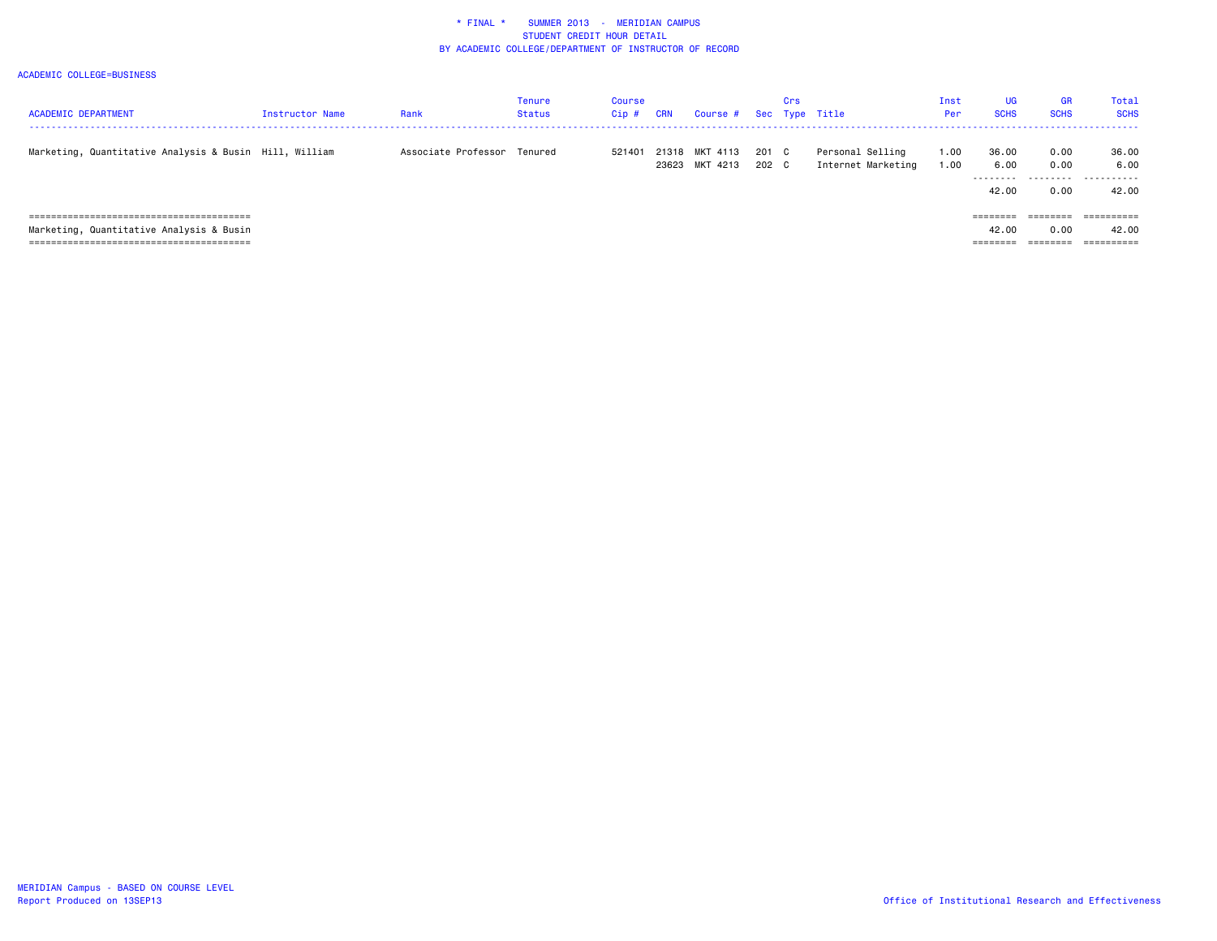# * FINAL * SUMMER 2013 - MERIDIAN CAMPUS
## STUDENT CREDIT HOUR DETAIL
## BY ACADEMIC COLLEGE/DEPARTMENT OF INSTRUCTOR OF RECORD

ACADEMIC COLLEGE=BUSINESS

| ACADEMIC DEPARTMENT | Instructor Name | Rank | Tenure Status | Course Cip # | CRN | Course # | Sec | Crs Type | Title | Inst Per | UG SCHS | GR SCHS | Total SCHS |
|---|---|---|---|---|---|---|---|---|---|---|---|---|---|
| Marketing, Quantitative Analysis & Busin | Hill, William | Associate Professor | Tenured | 521401 | 21318 | MKT 4113 | 201 | C | Personal Selling | 1.00 | 36.00 | 0.00 | 36.00 |
| | | | | | 23623 | MKT 4213 | 202 | C | Internet Marketing | 1.00 | 6.00 | 0.00 | 6.00 |
| | | | | | | | | | | | 42.00 | 0.00 | 42.00 |
| Marketing, Quantitative Analysis & Busin | | | | | | | | | | | 42.00 | 0.00 | 42.00 |

MERIDIAN Campus - BASED ON COURSE LEVEL
Report Produced on 13SEP13

Office of Institutional Research and Effectiveness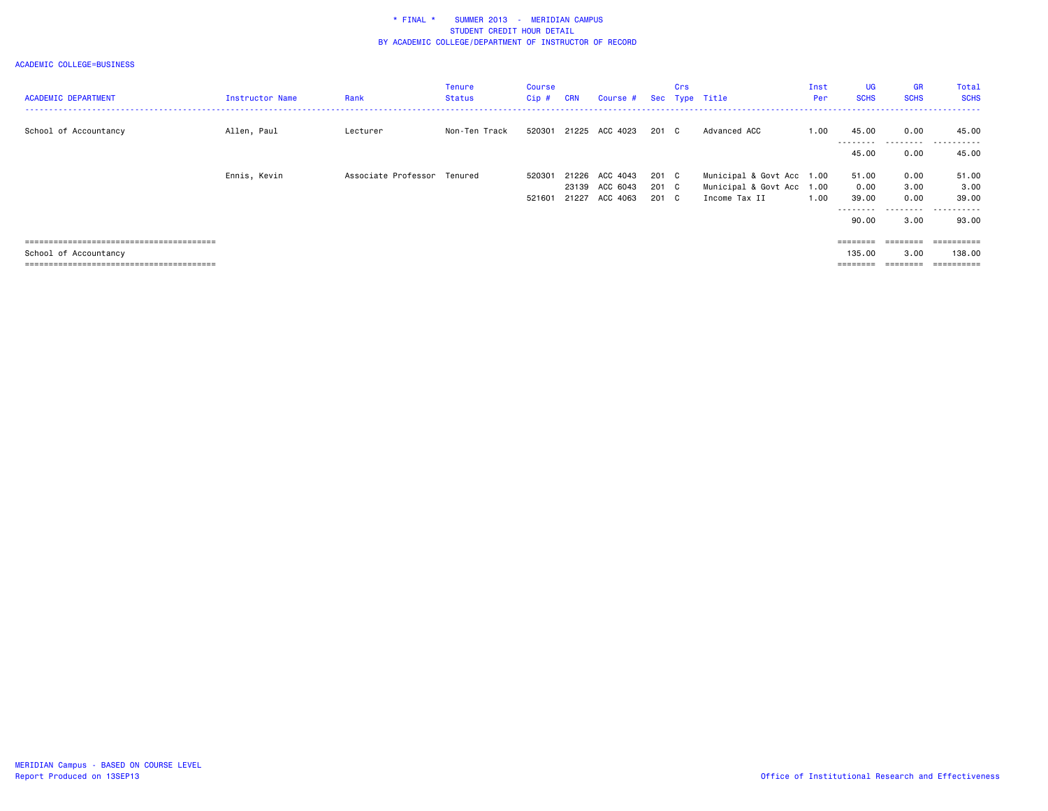\* FINAL \* SUMMER 2013 - MERIDIAN CAMPUS
STUDENT CREDIT HOUR DETAIL
BY ACADEMIC COLLEGE/DEPARTMENT OF INSTRUCTOR OF RECORD

ACADEMIC COLLEGE=BUSINESS

| ACADEMIC DEPARTMENT | Instructor Name | Rank | Tenure Status | Course Cip # | CRN | Course # | Sec | Crs Type | Title | Inst Per | UG SCHS | GR SCHS | Total SCHS |
|---|---|---|---|---|---|---|---|---|---|---|---|---|---|
| School of Accountancy | Allen, Paul | Lecturer | Non-Ten Track | 520301 | 21225 | ACC 4023 | 201 | C | Advanced ACC | 1.00 | 45.00 | 0.00 | 45.00 |
| | | | | | | | | | | | 45.00 | 0.00 | 45.00 |
| | Ennis, Kevin | Associate Professor | Tenured | 520301 | 21226 | ACC 4043 | 201 | C | Municipal & Govt Acc | 1.00 | 51.00 | 0.00 | 51.00 |
| | | | | | 23139 | ACC 6043 | 201 | C | Municipal & Govt Acc | 1.00 | 0.00 | 3.00 | 3.00 |
| | | | | 521601 | 21227 | ACC 4063 | 201 | C | Income Tax II | 1.00 | 39.00 | 0.00 | 39.00 |
| | | | | | | | | | | | 90.00 | 3.00 | 93.00 |
| School of Accountancy | | | | | | | | | | | 135.00 | 3.00 | 138.00 |

MERIDIAN Campus - BASED ON COURSE LEVEL
Report Produced on 13SEP13

Office of Institutional Research and Effectiveness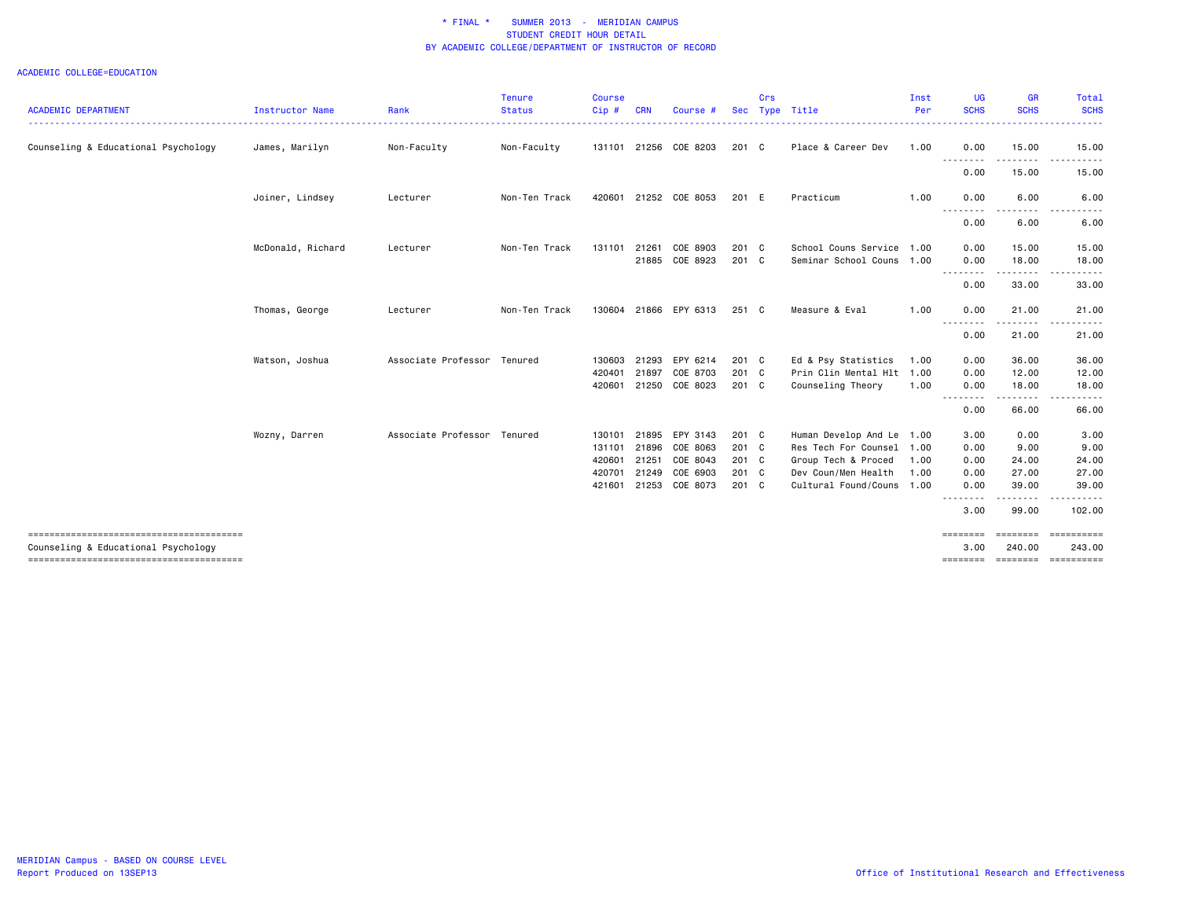# * FINAL * SUMMER 2013 - MERIDIAN CAMPUS
## STUDENT CREDIT HOUR DETAIL
## BY ACADEMIC COLLEGE/DEPARTMENT OF INSTRUCTOR OF RECORD

ACADEMIC COLLEGE=EDUCATION

| ACADEMIC DEPARTMENT | Instructor Name | Rank | Tenure Status | Course Cip # | CRN | Course # | Sec | Crs Type | Title | Inst Per | UG SCHS | GR SCHS | Total SCHS |
|---|---|---|---|---|---|---|---|---|---|---|---|---|---|
| Counseling & Educational Psychology | James, Marilyn | Non-Faculty | Non-Faculty | 131101 | 21256 | COE 8203 | 201 | C | Place & Career Dev | 1.00 | 0.00 | 15.00 | 15.00 |
| | | | | | | | | | | | 0.00 | 15.00 | 15.00 |
| | Joiner, Lindsey | Lecturer | Non-Ten Track | 420601 | 21252 | COE 8053 | 201 | E | Practicum | 1.00 | 0.00 | 6.00 | 6.00 |
| | | | | | | | | | | | 0.00 | 6.00 | 6.00 |
| | McDonald, Richard | Lecturer | Non-Ten Track | 131101 | 21261 | COE 8903 | 201 | C | School Couns Service | 1.00 | 0.00 | 15.00 | 15.00 |
| | | | | | 21885 | COE 8923 | 201 | C | Seminar School Couns | 1.00 | 0.00 | 18.00 | 18.00 |
| | | | | | | | | | | | 0.00 | 33.00 | 33.00 |
| | Thomas, George | Lecturer | Non-Ten Track | 130604 | 21866 | EPY 6313 | 251 | C | Measure & Eval | 1.00 | 0.00 | 21.00 | 21.00 |
| | | | | | | | | | | | 0.00 | 21.00 | 21.00 |
| | Watson, Joshua | Associate Professor | Tenured | 130603 | 21293 | EPY 6214 | 201 | C | Ed & Psy Statistics | 1.00 | 0.00 | 36.00 | 36.00 |
| | | | | 420401 | 21897 | COE 8703 | 201 | C | Prin Clin Mental Hlt | 1.00 | 0.00 | 12.00 | 12.00 |
| | | | | 420601 | 21250 | COE 8023 | 201 | C | Counseling Theory | 1.00 | 0.00 | 18.00 | 18.00 |
| | | | | | | | | | | | 0.00 | 66.00 | 66.00 |
| | Wozny, Darren | Associate Professor | Tenured | 130101 | 21895 | EPY 3143 | 201 | C | Human Develop And Le | 1.00 | 3.00 | 0.00 | 3.00 |
| | | | | 131101 | 21896 | COE 8063 | 201 | C | Res Tech For Counsel | 1.00 | 0.00 | 9.00 | 9.00 |
| | | | | 420601 | 21251 | COE 8043 | 201 | C | Group Tech & Proced | 1.00 | 0.00 | 24.00 | 24.00 |
| | | | | 420701 | 21249 | COE 6903 | 201 | C | Dev Coun/Men Health | 1.00 | 0.00 | 27.00 | 27.00 |
| | | | | 421601 | 21253 | COE 8073 | 201 | C | Cultural Found/Couns | 1.00 | 0.00 | 39.00 | 39.00 |
| | | | | | | | | | | | 3.00 | 99.00 | 102.00 |
| Counseling & Educational Psychology | | | | | | | | | | | 3.00 | 240.00 | 243.00 |

MERIDIAN Campus - BASED ON COURSE LEVEL
Report Produced on 13SEP13

Office of Institutional Research and Effectiveness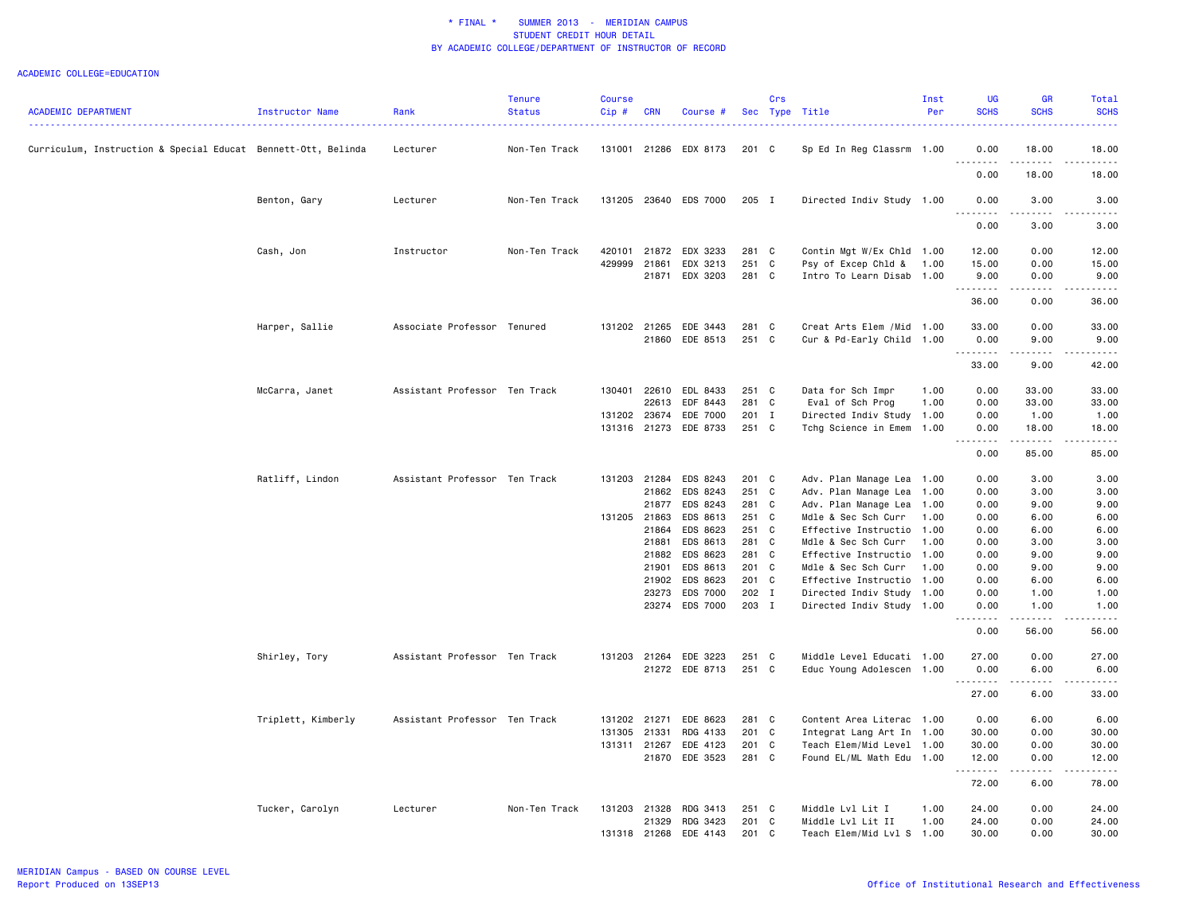\* FINAL \* SUMMER 2013 - MERIDIAN CAMPUS
STUDENT CREDIT HOUR DETAIL
BY ACADEMIC COLLEGE/DEPARTMENT OF INSTRUCTOR OF RECORD

ACADEMIC COLLEGE=EDUCATION

| ACADEMIC DEPARTMENT | Instructor Name | Rank | Tenure Status | Course Cip # | CRN | Course # | Sec | Crs Type | Title | Inst Per | UG SCHS | GR SCHS | Total SCHS |
|---|---|---|---|---|---|---|---|---|---|---|---|---|---|
| Curriculum, Instruction & Special Educat | Bennett-Ott, Belinda | Lecturer | Non-Ten Track | 131001 | 21286 | EDX 8173 | 201 | C | Sp Ed In Reg Classrm | 1.00 | 0.00 | 18.00 | 18.00 |
| | | | | | | | | | | | 0.00 | 18.00 | 18.00 |
| | Benton, Gary | Lecturer | Non-Ten Track | 131205 | 23640 | EDS 7000 | 205 | I | Directed Indiv Study | 1.00 | 0.00 | 3.00 | 3.00 |
| | | | | | | | | | | | 0.00 | 3.00 | 3.00 |
| | Cash, Jon | Instructor | Non-Ten Track | 420101 | 21872 | EDX 3233 | 281 | C | Contin Mgt W/Ex Chld | 1.00 | 12.00 | 0.00 | 12.00 |
| | | | | 429999 | 21861 | EDX 3213 | 251 | C | Psy of Excep Chld & | 1.00 | 15.00 | 0.00 | 15.00 |
| | | | | | 21871 | EDX 3203 | 281 | C | Intro To Learn Disab | 1.00 | 9.00 | 0.00 | 9.00 |
| | | | | | | | | | | | 36.00 | 0.00 | 36.00 |
| | Harper, Sallie | Associate Professor | Tenured | 131202 | 21265 | EDE 3443 | 281 | C | Creat Arts Elem /Mid | 1.00 | 33.00 | 0.00 | 33.00 |
| | | | | | 21860 | EDE 8513 | 251 | C | Cur & Pd-Early Child | 1.00 | 0.00 | 9.00 | 9.00 |
| | | | | | | | | | | | 33.00 | 9.00 | 42.00 |
| | McCarra, Janet | Assistant Professor | Ten Track | 130401 | 22610 | EDL 8433 | 251 | C | Data for Sch Impr | 1.00 | 0.00 | 33.00 | 33.00 |
| | | | | | 22613 | EDF 8443 | 281 | C | Eval of Sch Prog | 1.00 | 0.00 | 33.00 | 33.00 |
| | | | | 131202 | 23674 | EDE 7000 | 201 | I | Directed Indiv Study | 1.00 | 0.00 | 1.00 | 1.00 |
| | | | | 131316 | 21273 | EDE 8733 | 251 | C | Tchg Science in Emem | 1.00 | 0.00 | 18.00 | 18.00 |
| | | | | | | | | | | | 0.00 | 85.00 | 85.00 |
| | Ratliff, Lindon | Assistant Professor | Ten Track | 131203 | 21284 | EDS 8243 | 201 | C | Adv. Plan Manage Lea | 1.00 | 0.00 | 3.00 | 3.00 |
| | | | | | 21862 | EDS 8243 | 251 | C | Adv. Plan Manage Lea | 1.00 | 0.00 | 3.00 | 3.00 |
| | | | | | 21877 | EDS 8243 | 281 | C | Adv. Plan Manage Lea | 1.00 | 0.00 | 9.00 | 9.00 |
| | | | | 131205 | 21863 | EDS 8613 | 251 | C | Mdle & Sec Sch Curr | 1.00 | 0.00 | 6.00 | 6.00 |
| | | | | | 21864 | EDS 8623 | 251 | C | Effective Instructio | 1.00 | 0.00 | 6.00 | 6.00 |
| | | | | | 21881 | EDS 8613 | 281 | C | Mdle & Sec Sch Curr | 1.00 | 0.00 | 3.00 | 3.00 |
| | | | | | 21882 | EDS 8623 | 281 | C | Effective Instructio | 1.00 | 0.00 | 9.00 | 9.00 |
| | | | | | 21901 | EDS 8613 | 201 | C | Mdle & Sec Sch Curr | 1.00 | 0.00 | 9.00 | 9.00 |
| | | | | | 21902 | EDS 8623 | 201 | C | Effective Instructio | 1.00 | 0.00 | 6.00 | 6.00 |
| | | | | | 23273 | EDS 7000 | 202 | I | Directed Indiv Study | 1.00 | 0.00 | 1.00 | 1.00 |
| | | | | | 23274 | EDS 7000 | 203 | I | Directed Indiv Study | 1.00 | 0.00 | 1.00 | 1.00 |
| | | | | | | | | | | | 0.00 | 56.00 | 56.00 |
| | Shirley, Tory | Assistant Professor | Ten Track | 131203 | 21264 | EDE 3223 | 251 | C | Middle Level Educati | 1.00 | 27.00 | 0.00 | 27.00 |
| | | | | | 21272 | EDE 8713 | 251 | C | Educ Young Adolescen | 1.00 | 0.00 | 6.00 | 6.00 |
| | | | | | | | | | | | 27.00 | 6.00 | 33.00 |
| | Triplett, Kimberly | Assistant Professor | Ten Track | 131202 | 21271 | EDE 8623 | 281 | C | Content Area Literac | 1.00 | 0.00 | 6.00 | 6.00 |
| | | | | 131305 | 21331 | RDG 4133 | 201 | C | Integrat Lang Art In | 1.00 | 30.00 | 0.00 | 30.00 |
| | | | | 131311 | 21267 | EDE 4123 | 201 | C | Teach Elem/Mid Level | 1.00 | 30.00 | 0.00 | 30.00 |
| | | | | | 21870 | EDE 3523 | 281 | C | Found EL/ML Math Edu | 1.00 | 12.00 | 0.00 | 12.00 |
| | | | | | | | | | | | 72.00 | 6.00 | 78.00 |
| | Tucker, Carolyn | Lecturer | Non-Ten Track | 131203 | 21328 | RDG 3413 | 251 | C | Middle Lvl Lit I | 1.00 | 24.00 | 0.00 | 24.00 |
| | | | | | 21329 | RDG 3423 | 201 | C | Middle Lvl Lit II | 1.00 | 24.00 | 0.00 | 24.00 |
| | | | | 131318 | 21268 | EDE 4143 | 201 | C | Teach Elem/Mid Lvl S | 1.00 | 30.00 | 0.00 | 30.00 |

MERIDIAN Campus - BASED ON COURSE LEVEL
Report Produced on 13SEP13

Office of Institutional Research and Effectiveness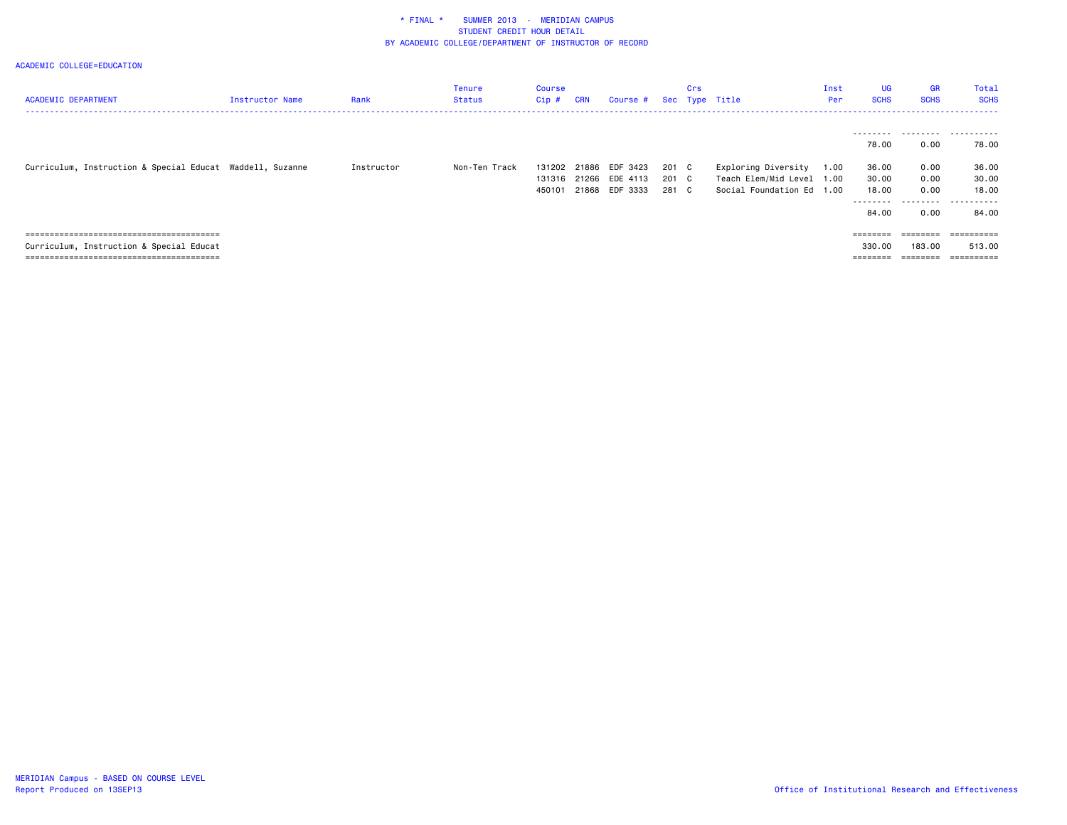* FINAL * SUMMER 2013 - MERIDIAN CAMPUS
STUDENT CREDIT HOUR DETAIL
BY ACADEMIC COLLEGE/DEPARTMENT OF INSTRUCTOR OF RECORD

ACADEMIC COLLEGE=EDUCATION

| ACADEMIC DEPARTMENT | Instructor Name | Rank | Tenure Status | Course Cip # | CRN | Course # | Sec | Crs Type | Title | Inst Per | UG SCHS | GR SCHS | Total SCHS |
|---|---|---|---|---|---|---|---|---|---|---|---|---|---|
| | | | | | | | | | | | -------- | -------- | ---------- |
| | | | | | | | | | | | 78.00 | 0.00 | 78.00 |
| Curriculum, Instruction & Special Educat | Waddell, Suzanne | Instructor | Non-Ten Track | 131202 | 21886 | EDF 3423 | 201 | C | Exploring Diversity | 1.00 | 36.00 | 0.00 | 36.00 |
| | | | | 131316 | 21266 | EDE 4113 | 201 | C | Teach Elem/Mid Level | 1.00 | 30.00 | 0.00 | 30.00 |
| | | | | 450101 | 21868 | EDF 3333 | 281 | C | Social Foundation Ed | 1.00 | 18.00 | 0.00 | 18.00 |
| | | | | | | | | | | | -------- | -------- | ---------- |
| | | | | | | | | | | | 84.00 | 0.00 | 84.00 |
| ======================================== | | | | | | | | | | | ======== | ======== | ========== |
| Curriculum, Instruction & Special Educat | | | | | | | | | | | 330.00 | 183.00 | 513.00 |
| ======================================== | | | | | | | | | | | ======== | ======== | ========== |

MERIDIAN Campus - BASED ON COURSE LEVEL
Report Produced on 13SEP13

Office of Institutional Research and Effectiveness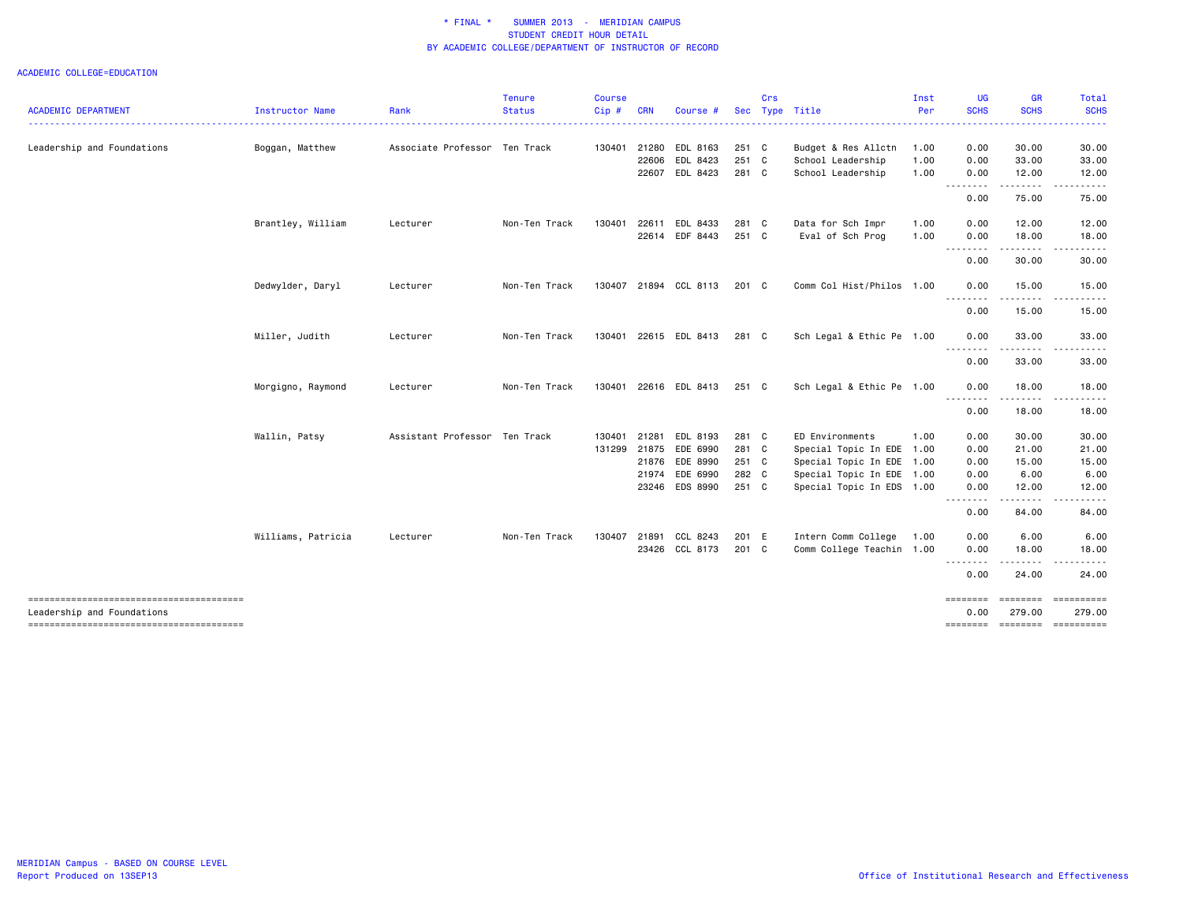\* FINAL \* SUMMER 2013 - MERIDIAN CAMPUS
STUDENT CREDIT HOUR DETAIL
BY ACADEMIC COLLEGE/DEPARTMENT OF INSTRUCTOR OF RECORD

ACADEMIC COLLEGE=EDUCATION

| ACADEMIC DEPARTMENT | Instructor Name | Rank | Tenure Status | Course Cip # | CRN | Course # | Sec | Crs Type | Title | Inst Per | UG SCHS | GR SCHS | Total SCHS |
|---|---|---|---|---|---|---|---|---|---|---|---|---|---|
| Leadership and Foundations | Boggan, Matthew | Associate Professor | Ten Track | 130401 | 21280 | EDL 8163 | 251 | C | Budget & Res Allctn | 1.00 | 0.00 | 30.00 | 30.00 |
| | | | | | 22606 | EDL 8423 | 251 | C | School Leadership | 1.00 | 0.00 | 33.00 | 33.00 |
| | | | | | 22607 | EDL 8423 | 281 | C | School Leadership | 1.00 | 0.00 | 12.00 | 12.00 |
| | | | | | | | | | | | 0.00 | 75.00 | 75.00 |
| | Brantley, William | Lecturer | Non-Ten Track | 130401 | 22611 | EDL 8433 | 281 | C | Data for Sch Impr | 1.00 | 0.00 | 12.00 | 12.00 |
| | | | | | 22614 | EDF 8443 | 251 | C | Eval of Sch Prog | 1.00 | 0.00 | 18.00 | 18.00 |
| | | | | | | | | | | | 0.00 | 30.00 | 30.00 |
| | Dedwylder, Daryl | Lecturer | Non-Ten Track | 130407 | 21894 | CCL 8113 | 201 | C | Comm Col Hist/Philos | 1.00 | 0.00 | 15.00 | 15.00 |
| | | | | | | | | | | | 0.00 | 15.00 | 15.00 |
| | Miller, Judith | Lecturer | Non-Ten Track | 130401 | 22615 | EDL 8413 | 281 | C | Sch Legal & Ethic Pe | 1.00 | 0.00 | 33.00 | 33.00 |
| | | | | | | | | | | | 0.00 | 33.00 | 33.00 |
| | Morgigno, Raymond | Lecturer | Non-Ten Track | 130401 | 22616 | EDL 8413 | 251 | C | Sch Legal & Ethic Pe | 1.00 | 0.00 | 18.00 | 18.00 |
| | | | | | | | | | | | 0.00 | 18.00 | 18.00 |
| | Wallin, Patsy | Assistant Professor | Ten Track | 130401 | 21281 | EDL 8193 | 281 | C | ED Environments | 1.00 | 0.00 | 30.00 | 30.00 |
| | | | | 131299 | 21875 | EDE 6990 | 281 | C | Special Topic In EDE | 1.00 | 0.00 | 21.00 | 21.00 |
| | | | | | 21876 | EDE 8990 | 251 | C | Special Topic In EDE | 1.00 | 0.00 | 15.00 | 15.00 |
| | | | | | 21974 | EDE 6990 | 282 | C | Special Topic In EDE | 1.00 | 0.00 | 6.00 | 6.00 |
| | | | | | 23246 | EDS 8990 | 251 | C | Special Topic In EDS | 1.00 | 0.00 | 12.00 | 12.00 |
| | | | | | | | | | | | 0.00 | 84.00 | 84.00 |
| | Williams, Patricia | Lecturer | Non-Ten Track | 130407 | 21891 | CCL 8243 | 201 | E | Intern Comm College | 1.00 | 0.00 | 6.00 | 6.00 |
| | | | | | 23426 | CCL 8173 | 201 | C | Comm College Teachin | 1.00 | 0.00 | 18.00 | 18.00 |
| | | | | | | | | | | | 0.00 | 24.00 | 24.00 |
| Leadership and Foundations | | | | | | | | | | | 0.00 | 279.00 | 279.00 |

MERIDIAN Campus - BASED ON COURSE LEVEL
Report Produced on 13SEP13

Office of Institutional Research and Effectiveness